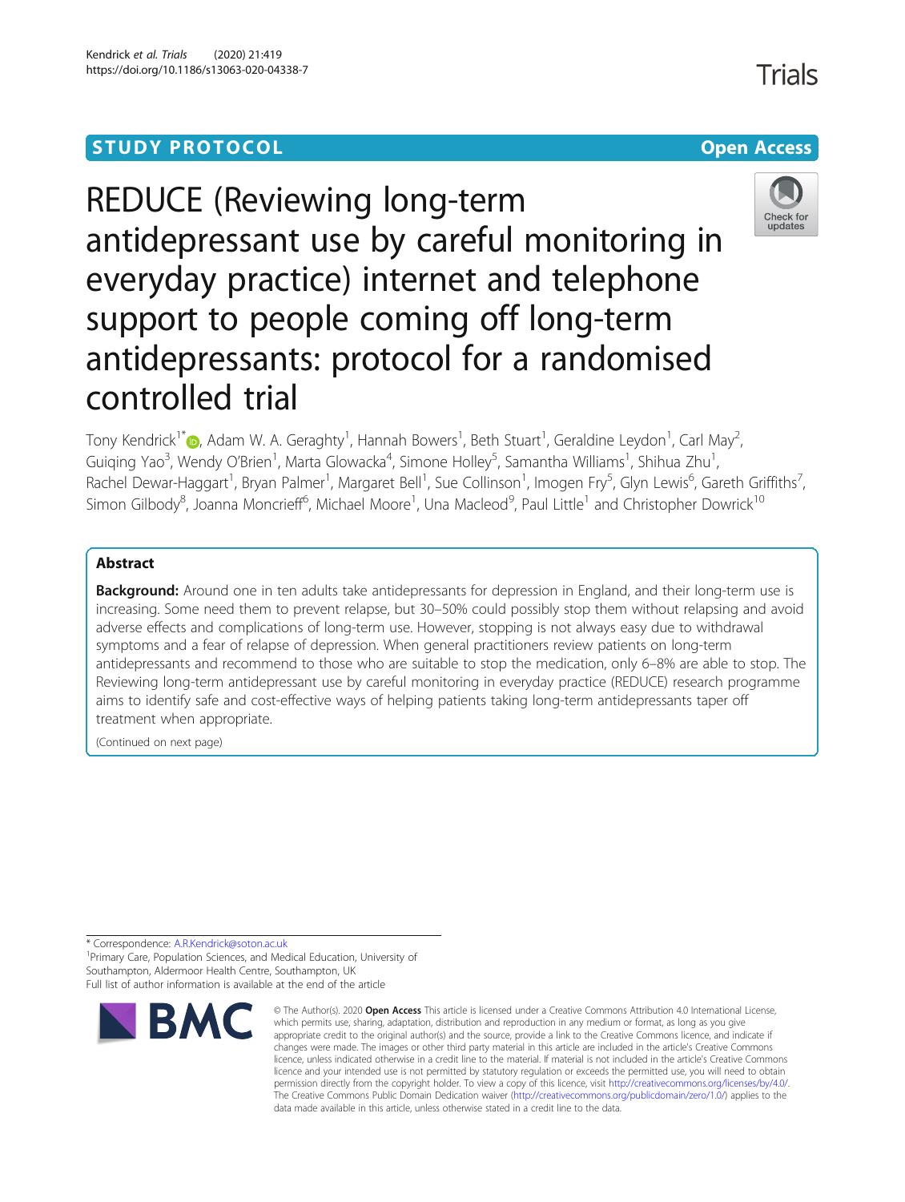STUDY PROTOCOL

Open Access

# REDUCE (Reviewing long-term antidepressant use by careful monitoring in everyday practice) internet and telephone support to people coming off long-term antidepressants: protocol for a randomised controlled trial

Tony Kendrick[1*], Adam W. A. Geraghty[1], Hannah Bowers[1], Beth Stuart[1], Geraldine Leydon[1], Carl May[2], Guiqing Yao[3], Wendy O'Brien[1], Marta Glowacka[4], Simone Holley[5], Samantha Williams[1], Shihua Zhu[1], Rachel Dewar-Haggart[1], Bryan Palmer[1], Margaret Bell[1], Sue Collinson[1], Imogen Fry[5], Glyn Lewis[6], Gareth Griffiths[7], Simon Gilbody[8], Joanna Moncrieff[6], Michael Moore[1], Una Macleod[9], Paul Little[1] and Christopher Dowrick[10]

## Abstract

**Background:** Around one in ten adults take antidepressants for depression in England, and their long-term use is increasing. Some need them to prevent relapse, but 30–50% could possibly stop them without relapsing and avoid adverse effects and complications of long-term use. However, stopping is not always easy due to withdrawal symptoms and a fear of relapse of depression. When general practitioners review patients on long-term antidepressants and recommend to those who are suitable to stop the medication, only 6–8% are able to stop. The Reviewing long-term antidepressant use by careful monitoring in everyday practice (REDUCE) research programme aims to identify safe and cost-effective ways of helping patients taking long-term antidepressants taper off treatment when appropriate.

(Continued on next page)

* Correspondence: A.R.Kendrick@soton.ac.uk

[1]Primary Care, Population Sciences, and Medical Education, University of Southampton, Aldermoor Health Centre, Southampton, UK

Full list of author information is available at the end of the article

© The Author(s). 2020 **Open Access** This article is licensed under a Creative Commons Attribution 4.0 International License, which permits use, sharing, adaptation, distribution and reproduction in any medium or format, as long as you give appropriate credit to the original author(s) and the source, provide a link to the Creative Commons licence, and indicate if changes were made. The images or other third party material in this article are included in the article's Creative Commons licence, unless indicated otherwise in a credit line to the material. If material is not included in the article's Creative Commons licence and your intended use is not permitted by statutory regulation or exceeds the permitted use, you will need to obtain permission directly from the copyright holder. To view a copy of this licence, visit http://creativecommons.org/licenses/by/4.0/. The Creative Commons Public Domain Dedication waiver (http://creativecommons.org/publicdomain/zero/1.0/) applies to the data made available in this article, unless otherwise stated in a credit line to the data.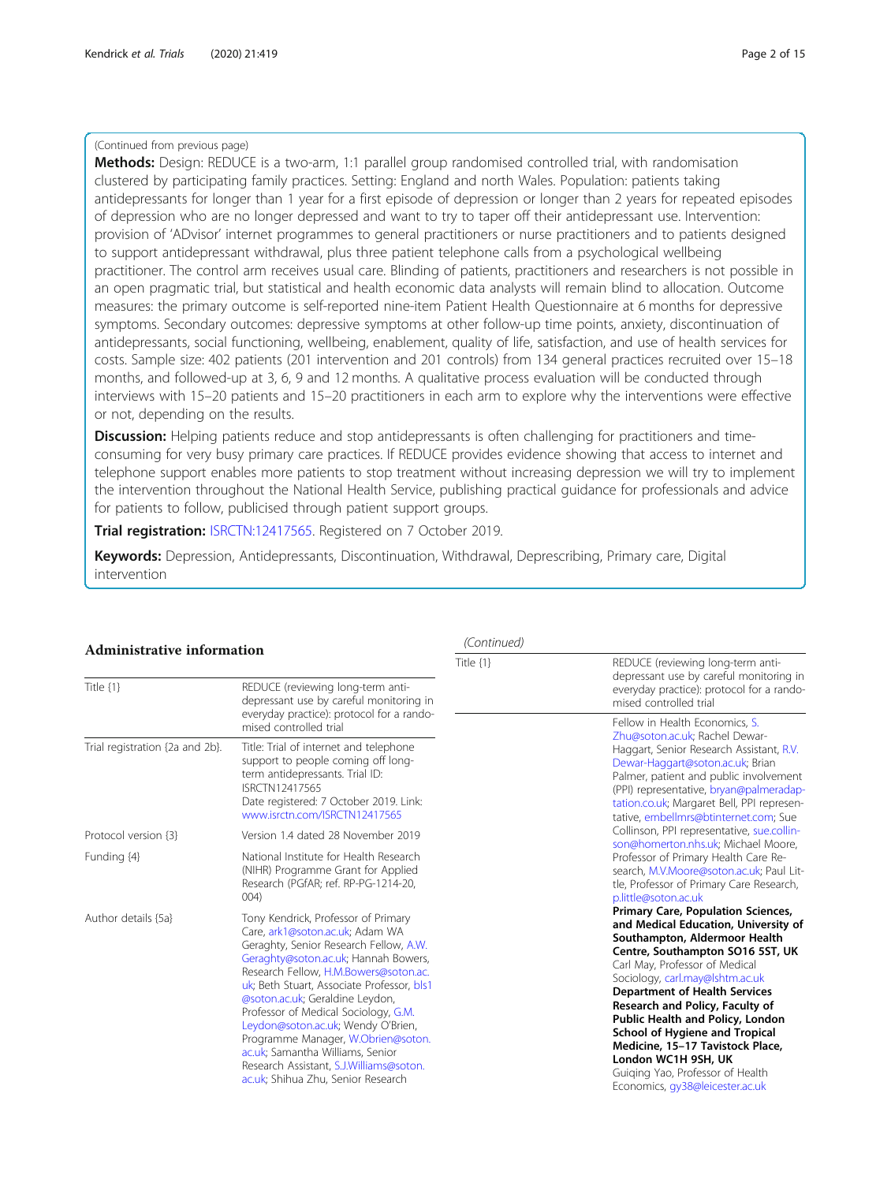(Continued from previous page)

**Methods:** Design: REDUCE is a two-arm, 1:1 parallel group randomised controlled trial, with randomisation clustered by participating family practices. Setting: England and north Wales. Population: patients taking antidepressants for longer than 1 year for a first episode of depression or longer than 2 years for repeated episodes of depression who are no longer depressed and want to try to taper off their antidepressant use. Intervention: provision of 'ADvisor' internet programmes to general practitioners or nurse practitioners and to patients designed to support antidepressant withdrawal, plus three patient telephone calls from a psychological wellbeing practitioner. The control arm receives usual care. Blinding of patients, practitioners and researchers is not possible in an open pragmatic trial, but statistical and health economic data analysts will remain blind to allocation. Outcome measures: the primary outcome is self-reported nine-item Patient Health Questionnaire at 6 months for depressive symptoms. Secondary outcomes: depressive symptoms at other follow-up time points, anxiety, discontinuation of antidepressants, social functioning, wellbeing, enablement, quality of life, satisfaction, and use of health services for costs. Sample size: 402 patients (201 intervention and 201 controls) from 134 general practices recruited over 15–18 months, and followed-up at 3, 6, 9 and 12 months. A qualitative process evaluation will be conducted through interviews with 15–20 patients and 15–20 practitioners in each arm to explore why the interventions were effective or not, depending on the results.

**Discussion:** Helping patients reduce and stop antidepressants is often challenging for practitioners and time-consuming for very busy primary care practices. If REDUCE provides evidence showing that access to internet and telephone support enables more patients to stop treatment without increasing depression we will try to implement the intervention throughout the National Health Service, publishing practical guidance for professionals and advice for patients to follow, publicised through patient support groups.

**Trial registration:** ISRCTN:12417565. Registered on 7 October 2019.

**Keywords:** Depression, Antidepressants, Discontinuation, Withdrawal, Deprescribing, Primary care, Digital intervention

## Administrative information

| | |
|---|---|
| Title {1} | REDUCE (reviewing long-term anti-depressant use by careful monitoring in everyday practice): protocol for a randomised controlled trial |
| Trial registration {2a and 2b}. | Title: Trial of internet and telephone support to people coming off long-term antidepressants. Trial ID: ISRCTN12417565 Date registered: 7 October 2019. Link: www.isrctn.com/ISRCTN12417565 |
| Protocol version {3} | Version 1.4 dated 28 November 2019 |
| Funding {4} | National Institute for Health Research (NIHR) Programme Grant for Applied Research (PGfAR; ref. RP-PG-1214-20, 004) |
| Author details {5a} | Tony Kendrick, Professor of Primary Care, ark1@soton.ac.uk; Adam WA Geraghty, Senior Research Fellow, A.W.Geraghty@soton.ac.uk; Hannah Bowers, Research Fellow, H.M.Bowers@soton.ac.uk; Beth Stuart, Associate Professor, bls1@soton.ac.uk; Geraldine Leydon, Professor of Medical Sociology, G.M.Leydon@soton.ac.uk; Wendy O'Brien, Programme Manager, W.Obrien@soton.ac.uk; Samantha Williams, Senior Research Assistant, S.J.Williams@soton.ac.uk; Shihua Zhu, Senior Research Fellow in Health Economics, S.Zhu@soton.ac.uk; Rachel Dewar-Haggart, Senior Research Assistant, R.V.Dewar-Haggart@soton.ac.uk; Brian Palmer, patient and public involvement (PPI) representative, bryan@palmeradaptation.co.uk; Margaret Bell, PPI representative, embellmrs@btinternet.com; Sue Collinson, PPI representative, sue.collinson@homerton.nhs.uk; Michael Moore, Professor of Primary Health Care Research, M.V.Moore@soton.ac.uk; Paul Little, Professor of Primary Care Research, p.little@soton.ac.uk **Primary Care, Population Sciences, and Medical Education, University of Southampton, Aldermoor Health Centre, Southampton SO16 5ST, UK** Carl May, Professor of Medical Sociology, carl.may@lshtm.ac.uk **Department of Health Services Research and Policy, Faculty of Public Health and Policy, London School of Hygiene and Tropical Medicine, 15–17 Tavistock Place, London WC1H 9SH, UK** Guiqing Yao, Professor of Health Economics, gy38@leicester.ac.uk |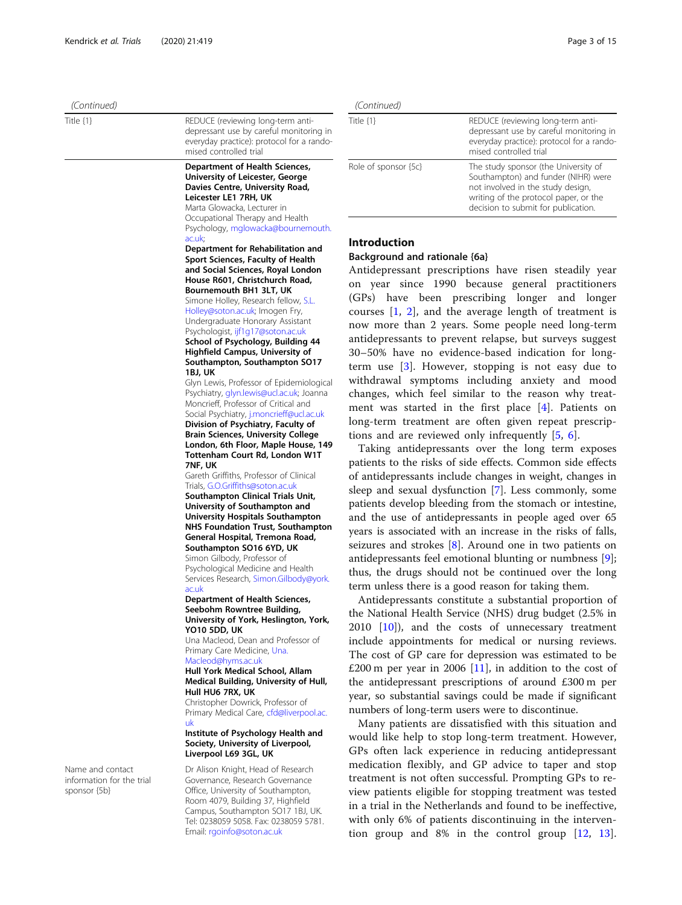(Continued)

| Title {1} | REDUCE (reviewing long-term anti-depressant use by careful monitoring in everyday practice): protocol for a randomised controlled trial |
|---|---|
| | **Department of Health Sciences, University of Leicester, George Davies Centre, University Road, Leicester LE1 7RH, UK**<br>Marta Glowacka, Lecturer in Occupational Therapy and Health Psychology, mglowacka@bournemouth.ac.uk;<br>**Department for Rehabilitation and Sport Sciences, Faculty of Health and Social Sciences, Royal London House R601, Christchurch Road, Bournemouth BH1 3LT, UK**<br>Simone Holley, Research fellow, S.L.Holley@soton.ac.uk; Imogen Fry, Undergraduate Honorary Assistant Psychologist, ijf1g17@soton.ac.uk<br>**School of Psychology, Building 44 Highfield Campus, University of Southampton, Southampton SO17 1BJ, UK**<br>Glyn Lewis, Professor of Epidemiological Psychiatry, glyn.lewis@ucl.ac.uk; Joanna Moncrieff, Professor of Critical and Social Psychiatry, j.moncrieff@ucl.ac.uk<br>**Division of Psychiatry, Faculty of Brain Sciences, University College London, 6th Floor, Maple House, 149 Tottenham Court Rd, London W1T 7NF, UK**<br>Gareth Griffiths, Professor of Clinical Trials, G.O.Griffiths@soton.ac.uk<br>**Southampton Clinical Trials Unit, University of Southampton and University Hospitals Southampton NHS Foundation Trust, Southampton General Hospital, Tremona Road, Southampton SO16 6YD, UK**<br>Simon Gilbody, Professor of Psychological Medicine and Health Services Research, Simon.Gilbody@york.ac.uk<br>**Department of Health Sciences, Seebohm Rowntree Building, University of York, Heslington, York, YO10 5DD, UK**<br>Una Macleod, Dean and Professor of Primary Care Medicine, Una.Macleod@hyms.ac.uk<br>**Hull York Medical School, Allam Medical Building, University of Hull, Hull HU6 7RX, UK**<br>Christopher Dowrick, Professor of Primary Medical Care, cfd@liverpool.ac.uk<br>**Institute of Psychology Health and Society, University of Liverpool, Liverpool L69 3GL, UK** |
| Name and contact information for the trial sponsor {5b} | Dr Alison Knight, Head of Research Governance, Research Governance Office, University of Southampton, Room 4079, Building 37, Highfield Campus, Southampton SO17 1BJ, UK. Tel: 0238059 5058. Fax: 0238059 5781. Email: rgoinfo@soton.ac.uk |
| Role of sponsor {5c} | The study sponsor (the University of Southampton) and funder (NIHR) were not involved in the study design, writing of the protocol paper, or the decision to submit for publication. |

## Introduction

### Background and rationale {6a}

Antidepressant prescriptions have risen steadily year on year since 1990 because general practitioners (GPs) have been prescribing longer and longer courses [1, 2], and the average length of treatment is now more than 2 years. Some people need long-term antidepressants to prevent relapse, but surveys suggest 30–50% have no evidence-based indication for long-term use [3]. However, stopping is not easy due to withdrawal symptoms including anxiety and mood changes, which feel similar to the reason why treatment was started in the first place [4]. Patients on long-term treatment are often given repeat prescriptions and are reviewed only infrequently [5, 6].

Taking antidepressants over the long term exposes patients to the risks of side effects. Common side effects of antidepressants include changes in weight, changes in sleep and sexual dysfunction [7]. Less commonly, some patients develop bleeding from the stomach or intestine, and the use of antidepressants in people aged over 65 years is associated with an increase in the risks of falls, seizures and strokes [8]. Around one in two patients on antidepressants feel emotional blunting or numbness [9]; thus, the drugs should not be continued over the long term unless there is a good reason for taking them.

Antidepressants constitute a substantial proportion of the National Health Service (NHS) drug budget (2.5% in 2010 [10]), and the costs of unnecessary treatment include appointments for medical or nursing reviews. The cost of GP care for depression was estimated to be £200 m per year in 2006 [11], in addition to the cost of the antidepressant prescriptions of around £300 m per year, so substantial savings could be made if significant numbers of long-term users were to discontinue.

Many patients are dissatisfied with this situation and would like help to stop long-term treatment. However, GPs often lack experience in reducing antidepressant medication flexibly, and GP advice to taper and stop treatment is not often successful. Prompting GPs to review patients eligible for stopping treatment was tested in a trial in the Netherlands and found to be ineffective, with only 6% of patients discontinuing in the intervention group and 8% in the control group [12, 13].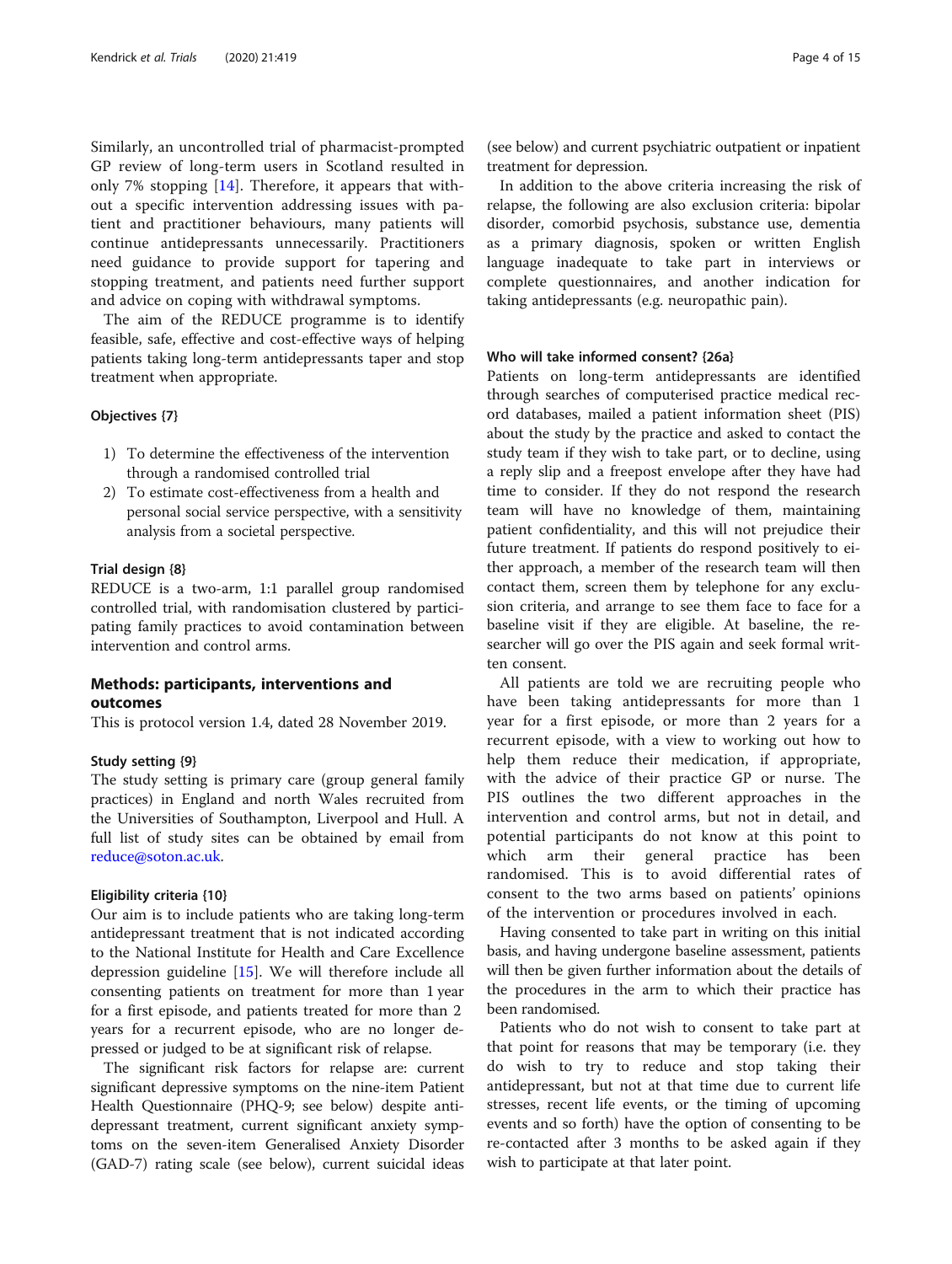Similarly, an uncontrolled trial of pharmacist-prompted GP review of long-term users in Scotland resulted in only 7% stopping [14]. Therefore, it appears that without a specific intervention addressing issues with patient and practitioner behaviours, many patients will continue antidepressants unnecessarily. Practitioners need guidance to provide support for tapering and stopping treatment, and patients need further support and advice on coping with withdrawal symptoms.

The aim of the REDUCE programme is to identify feasible, safe, effective and cost-effective ways of helping patients taking long-term antidepressants taper and stop treatment when appropriate.

### Objectives {7}

1) To determine the effectiveness of the intervention through a randomised controlled trial
2) To estimate cost-effectiveness from a health and personal social service perspective, with a sensitivity analysis from a societal perspective.

### Trial design {8}

REDUCE is a two-arm, 1:1 parallel group randomised controlled trial, with randomisation clustered by participating family practices to avoid contamination between intervention and control arms.

## Methods: participants, interventions and outcomes

This is protocol version 1.4, dated 28 November 2019.

### Study setting {9}

The study setting is primary care (group general family practices) in England and north Wales recruited from the Universities of Southampton, Liverpool and Hull. A full list of study sites can be obtained by email from reduce@soton.ac.uk.

### Eligibility criteria {10}

Our aim is to include patients who are taking long-term antidepressant treatment that is not indicated according to the National Institute for Health and Care Excellence depression guideline [15]. We will therefore include all consenting patients on treatment for more than 1 year for a first episode, and patients treated for more than 2 years for a recurrent episode, who are no longer depressed or judged to be at significant risk of relapse.

The significant risk factors for relapse are: current significant depressive symptoms on the nine-item Patient Health Questionnaire (PHQ-9; see below) despite antidepressant treatment, current significant anxiety symptoms on the seven-item Generalised Anxiety Disorder (GAD-7) rating scale (see below), current suicidal ideas (see below) and current psychiatric outpatient or inpatient treatment for depression.

In addition to the above criteria increasing the risk of relapse, the following are also exclusion criteria: bipolar disorder, comorbid psychosis, substance use, dementia as a primary diagnosis, spoken or written English language inadequate to take part in interviews or complete questionnaires, and another indication for taking antidepressants (e.g. neuropathic pain).

### Who will take informed consent? {26a}

Patients on long-term antidepressants are identified through searches of computerised practice medical record databases, mailed a patient information sheet (PIS) about the study by the practice and asked to contact the study team if they wish to take part, or to decline, using a reply slip and a freepost envelope after they have had time to consider. If they do not respond the research team will have no knowledge of them, maintaining patient confidentiality, and this will not prejudice their future treatment. If patients do respond positively to either approach, a member of the research team will then contact them, screen them by telephone for any exclusion criteria, and arrange to see them face to face for a baseline visit if they are eligible. At baseline, the researcher will go over the PIS again and seek formal written consent.

All patients are told we are recruiting people who have been taking antidepressants for more than 1 year for a first episode, or more than 2 years for a recurrent episode, with a view to working out how to help them reduce their medication, if appropriate, with the advice of their practice GP or nurse. The PIS outlines the two different approaches in the intervention and control arms, but not in detail, and potential participants do not know at this point to which arm their general practice has been randomised. This is to avoid differential rates of consent to the two arms based on patients' opinions of the intervention or procedures involved in each.

Having consented to take part in writing on this initial basis, and having undergone baseline assessment, patients will then be given further information about the details of the procedures in the arm to which their practice has been randomised.

Patients who do not wish to consent to take part at that point for reasons that may be temporary (i.e. they do wish to try to reduce and stop taking their antidepressant, but not at that time due to current life stresses, recent life events, or the timing of upcoming events and so forth) have the option of consenting to be re-contacted after 3 months to be asked again if they wish to participate at that later point.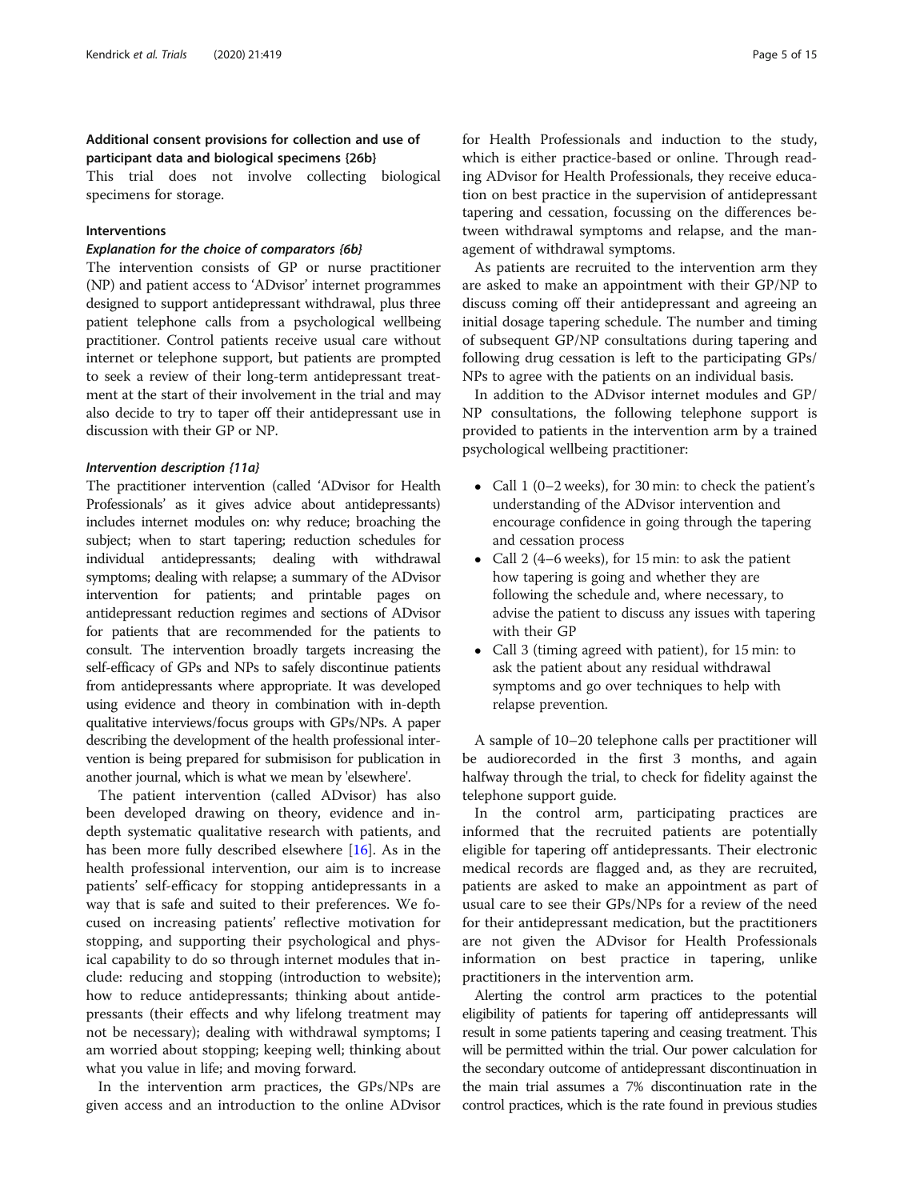### Additional consent provisions for collection and use of participant data and biological specimens {26b}

This trial does not involve collecting biological specimens for storage.

## Interventions

### *Explanation for the choice of comparators {6b}*

The intervention consists of GP or nurse practitioner (NP) and patient access to 'ADvisor' internet programmes designed to support antidepressant withdrawal, plus three patient telephone calls from a psychological wellbeing practitioner. Control patients receive usual care without internet or telephone support, but patients are prompted to seek a review of their long-term antidepressant treatment at the start of their involvement in the trial and may also decide to try to taper off their antidepressant use in discussion with their GP or NP.

### *Intervention description {11a}*

The practitioner intervention (called 'ADvisor for Health Professionals' as it gives advice about antidepressants) includes internet modules on: why reduce; broaching the subject; when to start tapering; reduction schedules for individual antidepressants; dealing with withdrawal symptoms; dealing with relapse; a summary of the ADvisor intervention for patients; and printable pages on antidepressant reduction regimes and sections of ADvisor for patients that are recommended for the patients to consult. The intervention broadly targets increasing the self-efficacy of GPs and NPs to safely discontinue patients from antidepressants where appropriate. It was developed using evidence and theory in combination with in-depth qualitative interviews/focus groups with GPs/NPs. A paper describing the development of the health professional intervention is being prepared for submisison for publication in another journal, which is what we mean by 'elsewhere'.

The patient intervention (called ADvisor) has also been developed drawing on theory, evidence and in-depth systematic qualitative research with patients, and has been more fully described elsewhere [16]. As in the health professional intervention, our aim is to increase patients' self-efficacy for stopping antidepressants in a way that is safe and suited to their preferences. We focused on increasing patients' reflective motivation for stopping, and supporting their psychological and physical capability to do so through internet modules that include: reducing and stopping (introduction to website); how to reduce antidepressants; thinking about antidepressants (their effects and why lifelong treatment may not be necessary); dealing with withdrawal symptoms; I am worried about stopping; keeping well; thinking about what you value in life; and moving forward.

In the intervention arm practices, the GPs/NPs are given access and an introduction to the online ADvisor for Health Professionals and induction to the study, which is either practice-based or online. Through reading ADvisor for Health Professionals, they receive education on best practice in the supervision of antidepressant tapering and cessation, focussing on the differences between withdrawal symptoms and relapse, and the management of withdrawal symptoms.

As patients are recruited to the intervention arm they are asked to make an appointment with their GP/NP to discuss coming off their antidepressant and agreeing an initial dosage tapering schedule. The number and timing of subsequent GP/NP consultations during tapering and following drug cessation is left to the participating GPs/NPs to agree with the patients on an individual basis.

In addition to the ADvisor internet modules and GP/NP consultations, the following telephone support is provided to patients in the intervention arm by a trained psychological wellbeing practitioner:

- Call 1 (0–2 weeks), for 30 min: to check the patient's understanding of the ADvisor intervention and encourage confidence in going through the tapering and cessation process
- Call 2 (4–6 weeks), for 15 min: to ask the patient how tapering is going and whether they are following the schedule and, where necessary, to advise the patient to discuss any issues with tapering with their GP
- Call 3 (timing agreed with patient), for 15 min: to ask the patient about any residual withdrawal symptoms and go over techniques to help with relapse prevention.

A sample of 10–20 telephone calls per practitioner will be audiorecorded in the first 3 months, and again halfway through the trial, to check for fidelity against the telephone support guide.

In the control arm, participating practices are informed that the recruited patients are potentially eligible for tapering off antidepressants. Their electronic medical records are flagged and, as they are recruited, patients are asked to make an appointment as part of usual care to see their GPs/NPs for a review of the need for their antidepressant medication, but the practitioners are not given the ADvisor for Health Professionals information on best practice in tapering, unlike practitioners in the intervention arm.

Alerting the control arm practices to the potential eligibility of patients for tapering off antidepressants will result in some patients tapering and ceasing treatment. This will be permitted within the trial. Our power calculation for the secondary outcome of antidepressant discontinuation in the main trial assumes a 7% discontinuation rate in the control practices, which is the rate found in previous studies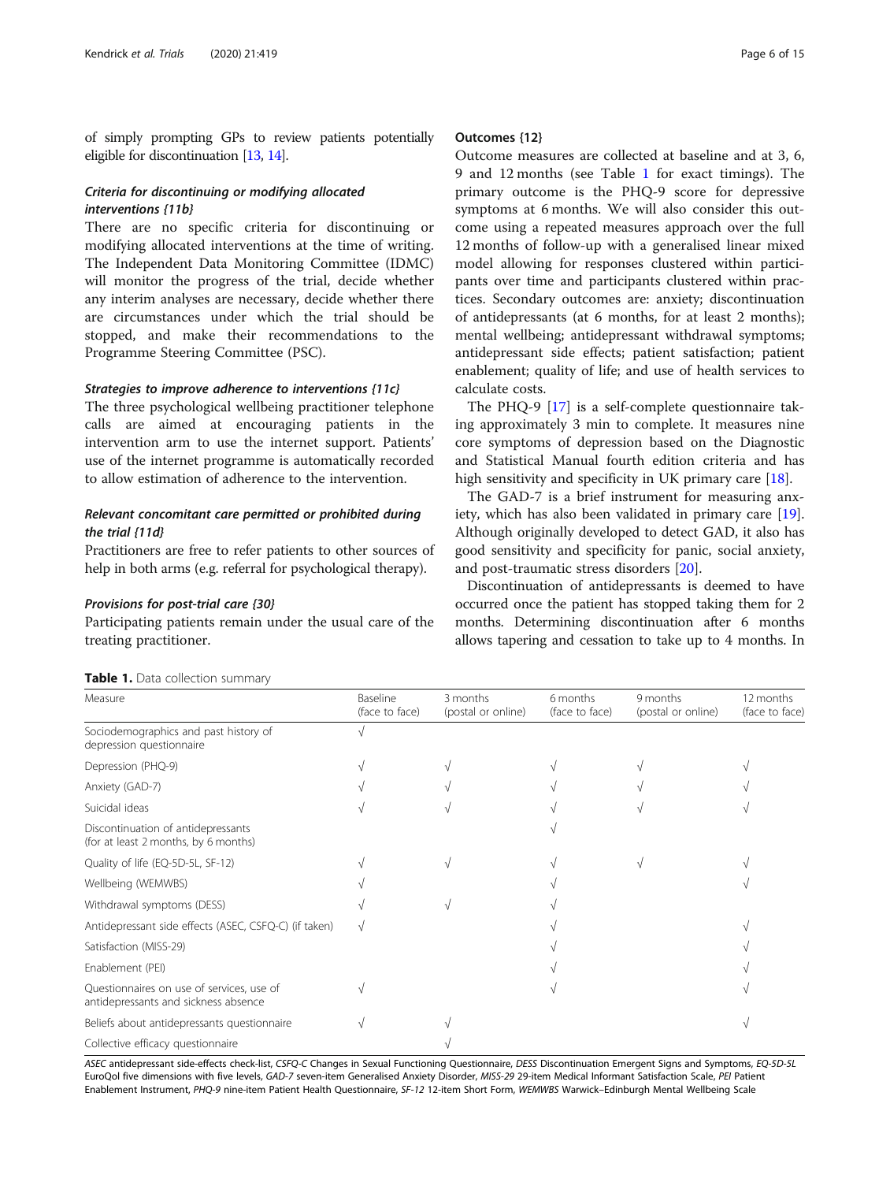of simply prompting GPs to review patients potentially eligible for discontinuation [13, 14].

### *Criteria for discontinuing or modifying allocated interventions {11b}*

There are no specific criteria for discontinuing or modifying allocated interventions at the time of writing. The Independent Data Monitoring Committee (IDMC) will monitor the progress of the trial, decide whether any interim analyses are necessary, decide whether there are circumstances under which the trial should be stopped, and make their recommendations to the Programme Steering Committee (PSC).

#### *Strategies to improve adherence to interventions {11c}*

The three psychological wellbeing practitioner telephone calls are aimed at encouraging patients in the intervention arm to use the internet support. Patients' use of the internet programme is automatically recorded to allow estimation of adherence to the intervention.

### *Relevant concomitant care permitted or prohibited during the trial {11d}*

Practitioners are free to refer patients to other sources of help in both arms (e.g. referral for psychological therapy).

#### *Provisions for post-trial care {30}*

Participating patients remain under the usual care of the treating practitioner.

### Outcomes {12}

Outcome measures are collected at baseline and at 3, 6, 9 and 12 months (see Table 1 for exact timings). The primary outcome is the PHQ-9 score for depressive symptoms at 6 months. We will also consider this outcome using a repeated measures approach over the full 12 months of follow-up with a generalised linear mixed model allowing for responses clustered within participants over time and participants clustered within practices. Secondary outcomes are: anxiety; discontinuation of antidepressants (at 6 months, for at least 2 months); mental wellbeing; antidepressant withdrawal symptoms; antidepressant side effects; patient satisfaction; patient enablement; quality of life; and use of health services to calculate costs.

The PHQ-9 [17] is a self-complete questionnaire taking approximately 3 min to complete. It measures nine core symptoms of depression based on the Diagnostic and Statistical Manual fourth edition criteria and has high sensitivity and specificity in UK primary care [18].

The GAD-7 is a brief instrument for measuring anxiety, which has also been validated in primary care [19]. Although originally developed to detect GAD, it also has good sensitivity and specificity for panic, social anxiety, and post-traumatic stress disorders [20].

Discontinuation of antidepressants is deemed to have occurred once the patient has stopped taking them for 2 months. Determining discontinuation after 6 months allows tapering and cessation to take up to 4 months. In

**Table 1.** Data collection summary

| Measure | Baseline (face to face) | 3 months (postal or online) | 6 months (face to face) | 9 months (postal or online) | 12 months (face to face) |
|---|---|---|---|---|---|
| Sociodemographics and past history of depression questionnaire | √ | | | | |
| Depression (PHQ-9) | √ | √ | √ | √ | √ |
| Anxiety (GAD-7) | √ | √ | √ | √ | √ |
| Suicidal ideas | √ | √ | √ | √ | √ |
| Discontinuation of antidepressants (for at least 2 months, by 6 months) | | | √ | | |
| Quality of life (EQ-5D-5L, SF-12) | √ | √ | √ | √ | √ |
| Wellbeing (WEMWBS) | √ | | √ | | √ |
| Withdrawal symptoms (DESS) | √ | √ | √ | | |
| Antidepressant side effects (ASEC, CSFQ-C) (if taken) | √ | | √ | | √ |
| Satisfaction (MISS-29) | | | √ | | √ |
| Enablement (PEI) | | | √ | | √ |
| Questionnaires on use of services, use of antidepressants and sickness absence | √ | | √ | | √ |
| Beliefs about antidepressants questionnaire | √ | √ | | | √ |
| Collective efficacy questionnaire | | √ | | | |

*ASEC* antidepressant side-effects check-list, *CSFQ-C* Changes in Sexual Functioning Questionnaire, *DESS* Discontinuation Emergent Signs and Symptoms, *EQ-5D-5L* EuroQol five dimensions with five levels, *GAD-7* seven-item Generalised Anxiety Disorder, *MISS-29* 29-item Medical Informant Satisfaction Scale, *PEI* Patient Enablement Instrument, *PHQ-9* nine-item Patient Health Questionnaire, *SF-12* 12-item Short Form, *WEMWBS* Warwick–Edinburgh Mental Wellbeing Scale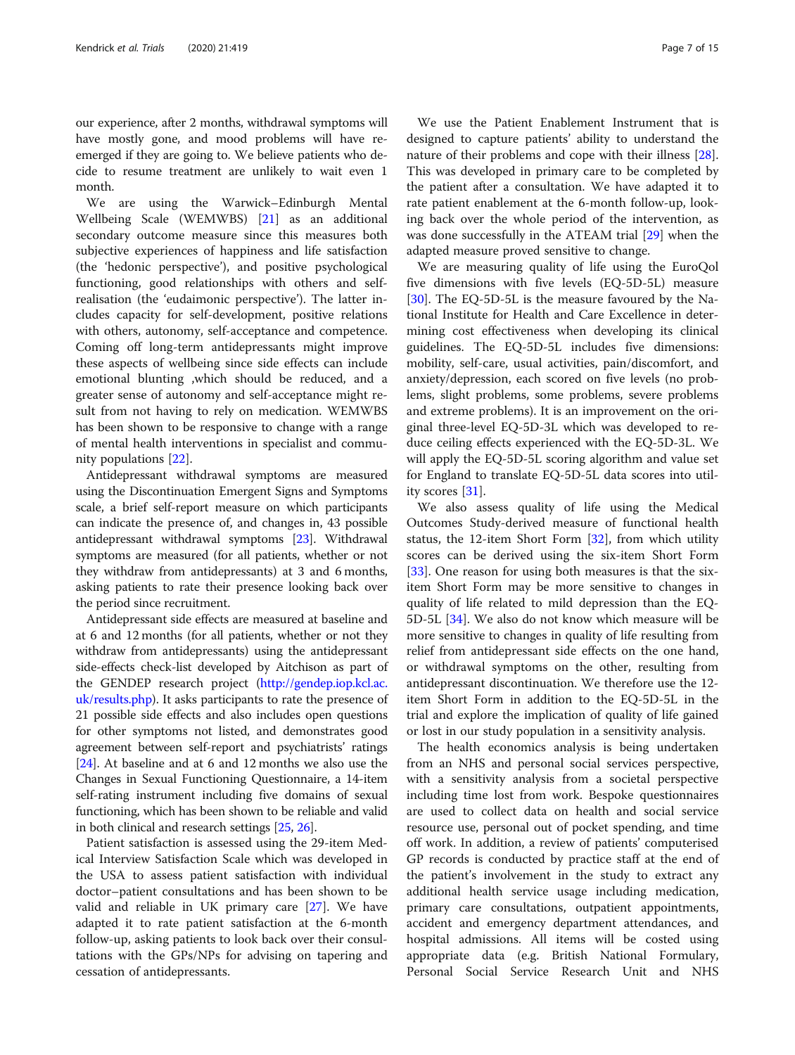our experience, after 2 months, withdrawal symptoms will have mostly gone, and mood problems will have re-emerged if they are going to. We believe patients who decide to resume treatment are unlikely to wait even 1 month.

We are using the Warwick–Edinburgh Mental Wellbeing Scale (WEMWBS) [21] as an additional secondary outcome measure since this measures both subjective experiences of happiness and life satisfaction (the 'hedonic perspective'), and positive psychological functioning, good relationships with others and self-realisation (the 'eudaimonic perspective'). The latter includes capacity for self-development, positive relations with others, autonomy, self-acceptance and competence. Coming off long-term antidepressants might improve these aspects of wellbeing since side effects can include emotional blunting ,which should be reduced, and a greater sense of autonomy and self-acceptance might result from not having to rely on medication. WEMWBS has been shown to be responsive to change with a range of mental health interventions in specialist and community populations [22].

Antidepressant withdrawal symptoms are measured using the Discontinuation Emergent Signs and Symptoms scale, a brief self-report measure on which participants can indicate the presence of, and changes in, 43 possible antidepressant withdrawal symptoms [23]. Withdrawal symptoms are measured (for all patients, whether or not they withdraw from antidepressants) at 3 and 6 months, asking patients to rate their presence looking back over the period since recruitment.

Antidepressant side effects are measured at baseline and at 6 and 12 months (for all patients, whether or not they withdraw from antidepressants) using the antidepressant side-effects check-list developed by Aitchison as part of the GENDEP research project (http://gendep.iop.kcl.ac.uk/results.php). It asks participants to rate the presence of 21 possible side effects and also includes open questions for other symptoms not listed, and demonstrates good agreement between self-report and psychiatrists' ratings [24]. At baseline and at 6 and 12 months we also use the Changes in Sexual Functioning Questionnaire, a 14-item self-rating instrument including five domains of sexual functioning, which has been shown to be reliable and valid in both clinical and research settings [25, 26].

Patient satisfaction is assessed using the 29-item Medical Interview Satisfaction Scale which was developed in the USA to assess patient satisfaction with individual doctor–patient consultations and has been shown to be valid and reliable in UK primary care [27]. We have adapted it to rate patient satisfaction at the 6-month follow-up, asking patients to look back over their consultations with the GPs/NPs for advising on tapering and cessation of antidepressants.

We use the Patient Enablement Instrument that is designed to capture patients' ability to understand the nature of their problems and cope with their illness [28]. This was developed in primary care to be completed by the patient after a consultation. We have adapted it to rate patient enablement at the 6-month follow-up, looking back over the whole period of the intervention, as was done successfully in the ATEAM trial [29] when the adapted measure proved sensitive to change.

We are measuring quality of life using the EuroQol five dimensions with five levels (EQ-5D-5L) measure [30]. The EQ-5D-5L is the measure favoured by the National Institute for Health and Care Excellence in determining cost effectiveness when developing its clinical guidelines. The EQ-5D-5L includes five dimensions: mobility, self-care, usual activities, pain/discomfort, and anxiety/depression, each scored on five levels (no problems, slight problems, some problems, severe problems and extreme problems). It is an improvement on the original three-level EQ-5D-3L which was developed to reduce ceiling effects experienced with the EQ-5D-3L. We will apply the EQ-5D-5L scoring algorithm and value set for England to translate EQ-5D-5L data scores into utility scores [31].

We also assess quality of life using the Medical Outcomes Study-derived measure of functional health status, the 12-item Short Form [32], from which utility scores can be derived using the six-item Short Form [33]. One reason for using both measures is that the six-item Short Form may be more sensitive to changes in quality of life related to mild depression than the EQ-5D-5L [34]. We also do not know which measure will be more sensitive to changes in quality of life resulting from relief from antidepressant side effects on the one hand, or withdrawal symptoms on the other, resulting from antidepressant discontinuation. We therefore use the 12-item Short Form in addition to the EQ-5D-5L in the trial and explore the implication of quality of life gained or lost in our study population in a sensitivity analysis.

The health economics analysis is being undertaken from an NHS and personal social services perspective, with a sensitivity analysis from a societal perspective including time lost from work. Bespoke questionnaires are used to collect data on health and social service resource use, personal out of pocket spending, and time off work. In addition, a review of patients' computerised GP records is conducted by practice staff at the end of the patient's involvement in the study to extract any additional health service usage including medication, primary care consultations, outpatient appointments, accident and emergency department attendances, and hospital admissions. All items will be costed using appropriate data (e.g. British National Formulary, Personal Social Service Research Unit and NHS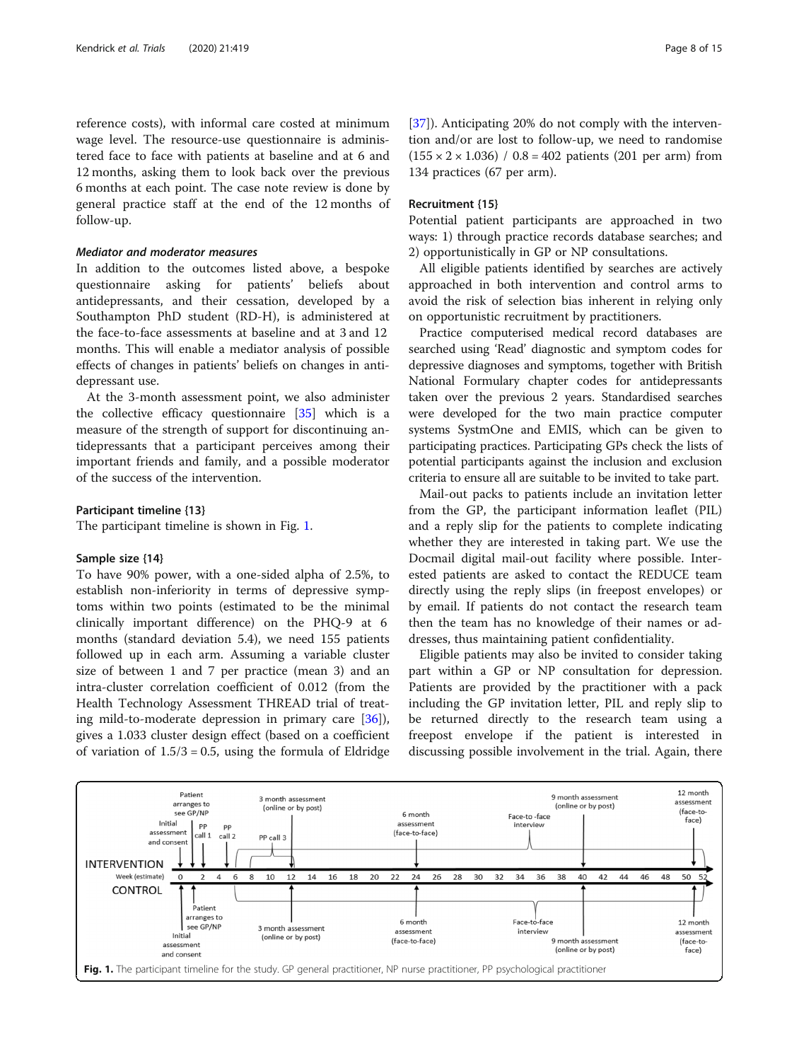reference costs), with informal care costed at minimum wage level. The resource-use questionnaire is administered face to face with patients at baseline and at 6 and 12 months, asking them to look back over the previous 6 months at each point. The case note review is done by general practice staff at the end of the 12 months of follow-up.

#### *Mediator and moderator measures*

In addition to the outcomes listed above, a bespoke questionnaire asking for patients' beliefs about antidepressants, and their cessation, developed by a Southampton PhD student (RD-H), is administered at the face-to-face assessments at baseline and at 3 and 12 months. This will enable a mediator analysis of possible effects of changes in patients' beliefs on changes in antidepressant use.

At the 3-month assessment point, we also administer the collective efficacy questionnaire [35] which is a measure of the strength of support for discontinuing antidepressants that a participant perceives among their important friends and family, and a possible moderator of the success of the intervention.

### Participant timeline {13}

The participant timeline is shown in Fig. 1.

### Sample size {14}

To have 90% power, with a one-sided alpha of 2.5%, to establish non-inferiority in terms of depressive symptoms within two points (estimated to be the minimal clinically important difference) on the PHQ-9 at 6 months (standard deviation 5.4), we need 155 patients followed up in each arm. Assuming a variable cluster size of between 1 and 7 per practice (mean 3) and an intra-cluster correlation coefficient of 0.012 (from the Health Technology Assessment THREAD trial of treating mild-to-moderate depression in primary care [36]), gives a 1.033 cluster design effect (based on a coefficient of variation of $1.5/3 = 0.5$, using the formula of Eldridge [37]). Anticipating 20% do not comply with the intervention and/or are lost to follow-up, we need to randomise $(155 \times 2 \times 1.036) / 0.8 = 402$ patients (201 per arm) from 134 practices (67 per arm).

### Recruitment {15}

Potential patient participants are approached in two ways: 1) through practice records database searches; and 2) opportunistically in GP or NP consultations.

All eligible patients identified by searches are actively approached in both intervention and control arms to avoid the risk of selection bias inherent in relying only on opportunistic recruitment by practitioners.

Practice computerised medical record databases are searched using 'Read' diagnostic and symptom codes for depressive diagnoses and symptoms, together with British National Formulary chapter codes for antidepressants taken over the previous 2 years. Standardised searches were developed for the two main practice computer systems SystmOne and EMIS, which can be given to participating practices. Participating GPs check the lists of potential participants against the inclusion and exclusion criteria to ensure all are suitable to be invited to take part.

Mail-out packs to patients include an invitation letter from the GP, the participant information leaflet (PIL) and a reply slip for the patients to complete indicating whether they are interested in taking part. We use the Docmail digital mail-out facility where possible. Interested patients are asked to contact the REDUCE team directly using the reply slips (in freepost envelopes) or by email. If patients do not contact the research team then the team has no knowledge of their names or addresses, thus maintaining patient confidentiality.

Eligible patients may also be invited to consider taking part within a GP or NP consultation for depression. Patients are provided by the practitioner with a pack including the GP invitation letter, PIL and reply slip to be returned directly to the research team using a freepost envelope if the patient is interested in discussing possible involvement in the trial. Again, there

**Fig. 1.** The participant timeline for the study. GP general practitioner, NP nurse practitioner, PP psychological practitioner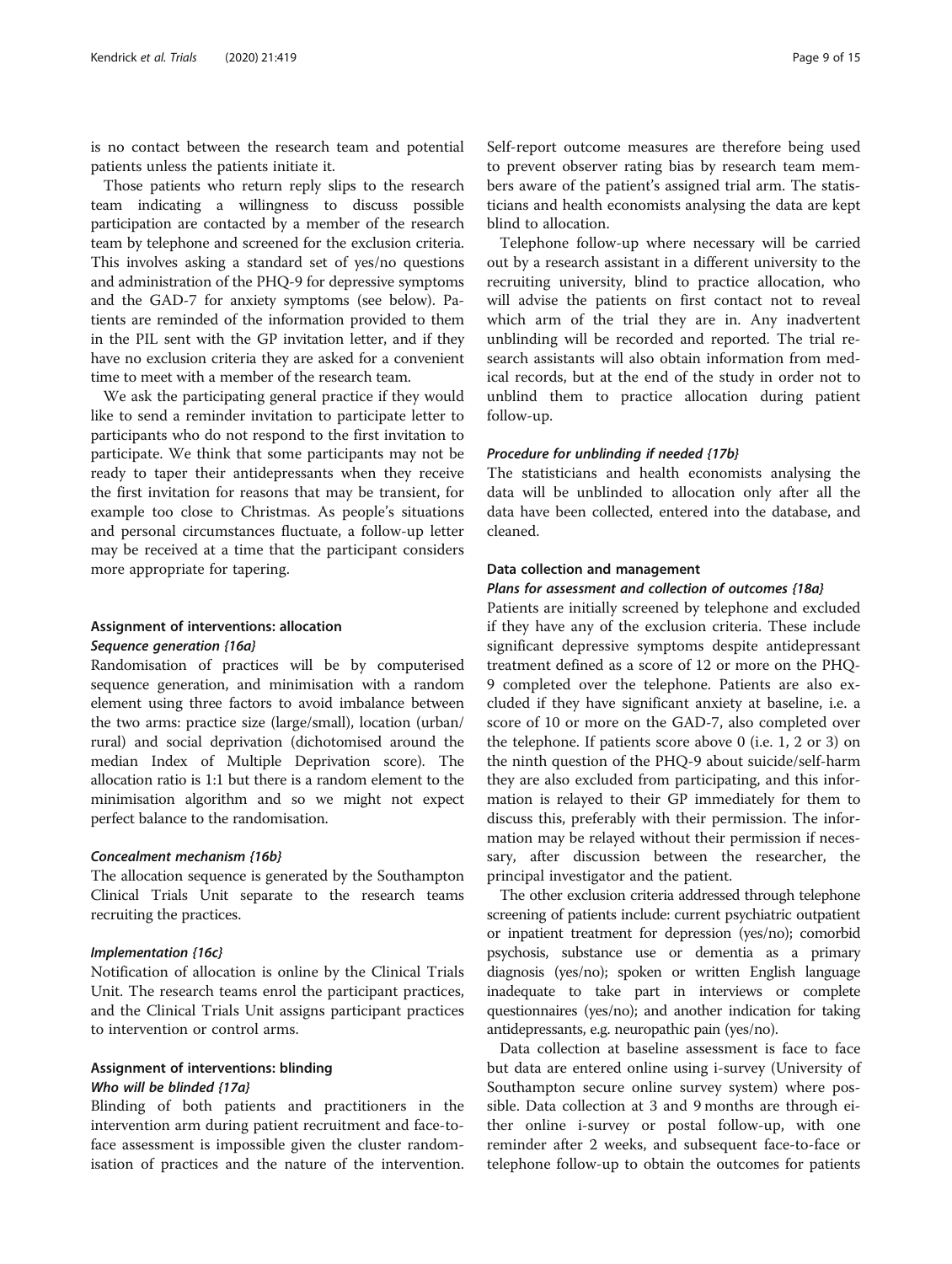is no contact between the research team and potential patients unless the patients initiate it.

Those patients who return reply slips to the research team indicating a willingness to discuss possible participation are contacted by a member of the research team by telephone and screened for the exclusion criteria. This involves asking a standard set of yes/no questions and administration of the PHQ-9 for depressive symptoms and the GAD-7 for anxiety symptoms (see below). Patients are reminded of the information provided to them in the PIL sent with the GP invitation letter, and if they have no exclusion criteria they are asked for a convenient time to meet with a member of the research team.

We ask the participating general practice if they would like to send a reminder invitation to participate letter to participants who do not respond to the first invitation to participate. We think that some participants may not be ready to taper their antidepressants when they receive the first invitation for reasons that may be transient, for example too close to Christmas. As people's situations and personal circumstances fluctuate, a follow-up letter may be received at a time that the participant considers more appropriate for tapering.

## Assignment of interventions: allocation

### Sequence generation {16a}

Randomisation of practices will be by computerised sequence generation, and minimisation with a random element using three factors to avoid imbalance between the two arms: practice size (large/small), location (urban/rural) and social deprivation (dichotomised around the median Index of Multiple Deprivation score). The allocation ratio is 1:1 but there is a random element to the minimisation algorithm and so we might not expect perfect balance to the randomisation.

### Concealment mechanism {16b}

The allocation sequence is generated by the Southampton Clinical Trials Unit separate to the research teams recruiting the practices.

### Implementation {16c}

Notification of allocation is online by the Clinical Trials Unit. The research teams enrol the participant practices, and the Clinical Trials Unit assigns participant practices to intervention or control arms.

## Assignment of interventions: blinding

### Who will be blinded {17a}

Blinding of both patients and practitioners in the intervention arm during patient recruitment and face-to-face assessment is impossible given the cluster randomisation of practices and the nature of the intervention. Self-report outcome measures are therefore being used to prevent observer rating bias by research team members aware of the patient's assigned trial arm. The statisticians and health economists analysing the data are kept blind to allocation.

Telephone follow-up where necessary will be carried out by a research assistant in a different university to the recruiting university, blind to practice allocation, who will advise the patients on first contact not to reveal which arm of the trial they are in. Any inadvertent unblinding will be recorded and reported. The trial research assistants will also obtain information from medical records, but at the end of the study in order not to unblind them to practice allocation during patient follow-up.

### Procedure for unblinding if needed {17b}

The statisticians and health economists analysing the data will be unblinded to allocation only after all the data have been collected, entered into the database, and cleaned.

## Data collection and management

### Plans for assessment and collection of outcomes {18a}

Patients are initially screened by telephone and excluded if they have any of the exclusion criteria. These include significant depressive symptoms despite antidepressant treatment defined as a score of 12 or more on the PHQ-9 completed over the telephone. Patients are also excluded if they have significant anxiety at baseline, i.e. a score of 10 or more on the GAD-7, also completed over the telephone. If patients score above 0 (i.e. 1, 2 or 3) on the ninth question of the PHQ-9 about suicide/self-harm they are also excluded from participating, and this information is relayed to their GP immediately for them to discuss this, preferably with their permission. The information may be relayed without their permission if necessary, after discussion between the researcher, the principal investigator and the patient.

The other exclusion criteria addressed through telephone screening of patients include: current psychiatric outpatient or inpatient treatment for depression (yes/no); comorbid psychosis, substance use or dementia as a primary diagnosis (yes/no); spoken or written English language inadequate to take part in interviews or complete questionnaires (yes/no); and another indication for taking antidepressants, e.g. neuropathic pain (yes/no).

Data collection at baseline assessment is face to face but data are entered online using i-survey (University of Southampton secure online survey system) where possible. Data collection at 3 and 9 months are through either online i-survey or postal follow-up, with one reminder after 2 weeks, and subsequent face-to-face or telephone follow-up to obtain the outcomes for patients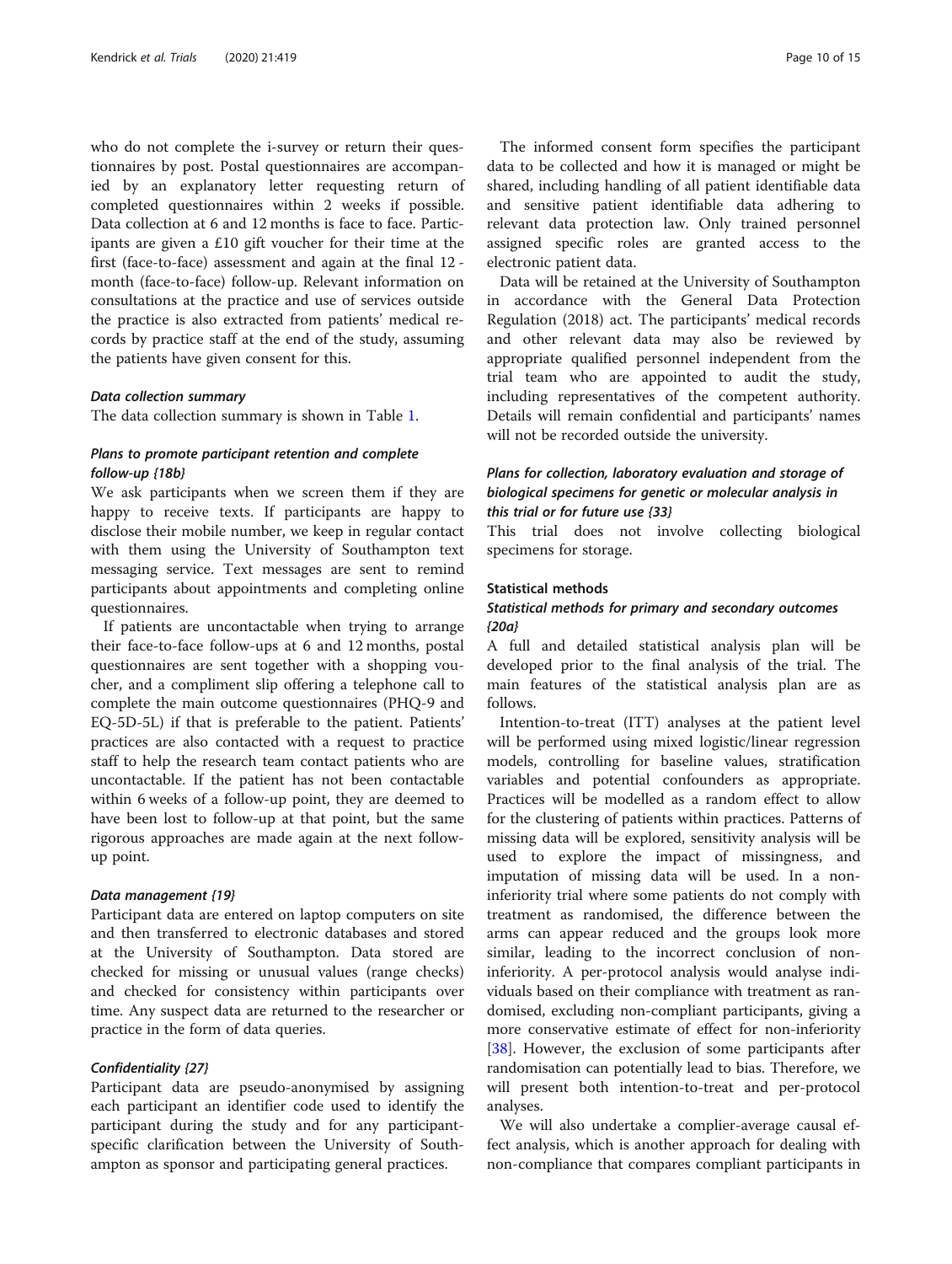who do not complete the i-survey or return their questionnaires by post. Postal questionnaires are accompanied by an explanatory letter requesting return of completed questionnaires within 2 weeks if possible. Data collection at 6 and 12 months is face to face. Participants are given a £10 gift voucher for their time at the first (face-to-face) assessment and again at the final 12-month (face-to-face) follow-up. Relevant information on consultations at the practice and use of services outside the practice is also extracted from patients' medical records by practice staff at the end of the study, assuming the patients have given consent for this.

#### *Data collection summary*

The data collection summary is shown in Table 1.

### *Plans to promote participant retention and complete follow-up {18b}*

We ask participants when we screen them if they are happy to receive texts. If participants are happy to disclose their mobile number, we keep in regular contact with them using the University of Southampton text messaging service. Text messages are sent to remind participants about appointments and completing online questionnaires.

If patients are uncontactable when trying to arrange their face-to-face follow-ups at 6 and 12 months, postal questionnaires are sent together with a shopping voucher, and a compliment slip offering a telephone call to complete the main outcome questionnaires (PHQ-9 and EQ-5D-5L) if that is preferable to the patient. Patients' practices are also contacted with a request to practice staff to help the research team contact patients who are uncontactable. If the patient has not been contactable within 6 weeks of a follow-up point, they are deemed to have been lost to follow-up at that point, but the same rigorous approaches are made again at the next follow-up point.

#### *Data management {19}*

Participant data are entered on laptop computers on site and then transferred to electronic databases and stored at the University of Southampton. Data stored are checked for missing or unusual values (range checks) and checked for consistency within participants over time. Any suspect data are returned to the researcher or practice in the form of data queries.

#### *Confidentiality {27}*

Participant data are pseudo-anonymised by assigning each participant an identifier code used to identify the participant during the study and for any participant-specific clarification between the University of Southampton as sponsor and participating general practices.

The informed consent form specifies the participant data to be collected and how it is managed or might be shared, including handling of all patient identifiable data and sensitive patient identifiable data adhering to relevant data protection law. Only trained personnel assigned specific roles are granted access to the electronic patient data.

Data will be retained at the University of Southampton in accordance with the General Data Protection Regulation (2018) act. The participants' medical records and other relevant data may also be reviewed by appropriate qualified personnel independent from the trial team who are appointed to audit the study, including representatives of the competent authority. Details will remain confidential and participants' names will not be recorded outside the university.

### *Plans for collection, laboratory evaluation and storage of biological specimens for genetic or molecular analysis in this trial or for future use {33}*

This trial does not involve collecting biological specimens for storage.

## Statistical methods

### *Statistical methods for primary and secondary outcomes {20a}*

A full and detailed statistical analysis plan will be developed prior to the final analysis of the trial. The main features of the statistical analysis plan are as follows.

Intention-to-treat (ITT) analyses at the patient level will be performed using mixed logistic/linear regression models, controlling for baseline values, stratification variables and potential confounders as appropriate. Practices will be modelled as a random effect to allow for the clustering of patients within practices. Patterns of missing data will be explored, sensitivity analysis will be used to explore the impact of missingness, and imputation of missing data will be used. In a non-inferiority trial where some patients do not comply with treatment as randomised, the difference between the arms can appear reduced and the groups look more similar, leading to the incorrect conclusion of non-inferiority. A per-protocol analysis would analyse individuals based on their compliance with treatment as randomised, excluding non-compliant participants, giving a more conservative estimate of effect for non-inferiority [38]. However, the exclusion of some participants after randomisation can potentially lead to bias. Therefore, we will present both intention-to-treat and per-protocol analyses.

We will also undertake a complier-average causal effect analysis, which is another approach for dealing with non-compliance that compares compliant participants in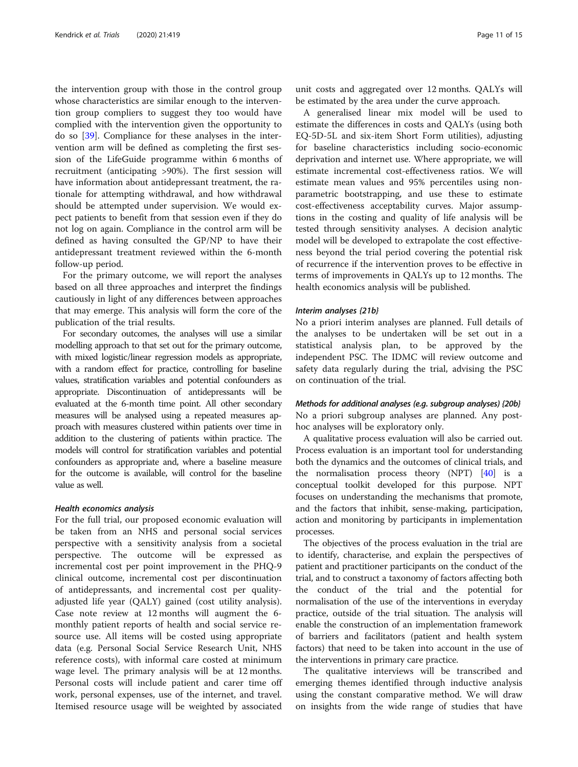the intervention group with those in the control group whose characteristics are similar enough to the intervention group compliers to suggest they too would have complied with the intervention given the opportunity to do so [39]. Compliance for these analyses in the intervention arm will be defined as completing the first session of the LifeGuide programme within 6 months of recruitment (anticipating >90%). The first session will have information about antidepressant treatment, the rationale for attempting withdrawal, and how withdrawal should be attempted under supervision. We would expect patients to benefit from that session even if they do not log on again. Compliance in the control arm will be defined as having consulted the GP/NP to have their antidepressant treatment reviewed within the 6-month follow-up period.

For the primary outcome, we will report the analyses based on all three approaches and interpret the findings cautiously in light of any differences between approaches that may emerge. This analysis will form the core of the publication of the trial results.

For secondary outcomes, the analyses will use a similar modelling approach to that set out for the primary outcome, with mixed logistic/linear regression models as appropriate, with a random effect for practice, controlling for baseline values, stratification variables and potential confounders as appropriate. Discontinuation of antidepressants will be evaluated at the 6-month time point. All other secondary measures will be analysed using a repeated measures approach with measures clustered within patients over time in addition to the clustering of patients within practice. The models will control for stratification variables and potential confounders as appropriate and, where a baseline measure for the outcome is available, will control for the baseline value as well.

#### *Health economics analysis*

For the full trial, our proposed economic evaluation will be taken from an NHS and personal social services perspective with a sensitivity analysis from a societal perspective. The outcome will be expressed as incremental cost per point improvement in the PHQ-9 clinical outcome, incremental cost per discontinuation of antidepressants, and incremental cost per quality-adjusted life year (QALY) gained (cost utility analysis). Case note review at 12 months will augment the 6-monthly patient reports of health and social service resource use. All items will be costed using appropriate data (e.g. Personal Social Service Research Unit, NHS reference costs), with informal care costed at minimum wage level. The primary analysis will be at 12 months. Personal costs will include patient and carer time off work, personal expenses, use of the internet, and travel. Itemised resource usage will be weighted by associated unit costs and aggregated over 12 months. QALYs will be estimated by the area under the curve approach.

A generalised linear mix model will be used to estimate the differences in costs and QALYs (using both EQ-5D-5L and six-item Short Form utilities), adjusting for baseline characteristics including socio-economic deprivation and internet use. Where appropriate, we will estimate incremental cost-effectiveness ratios. We will estimate mean values and 95% percentiles using non-parametric bootstrapping, and use these to estimate cost-effectiveness acceptability curves. Major assumptions in the costing and quality of life analysis will be tested through sensitivity analyses. A decision analytic model will be developed to extrapolate the cost effectiveness beyond the trial period covering the potential risk of recurrence if the intervention proves to be effective in terms of improvements in QALYs up to 12 months. The health economics analysis will be published.

#### *Interim analyses {21b}*

No a priori interim analyses are planned. Full details of the analyses to be undertaken will be set out in a statistical analysis plan, to be approved by the independent PSC. The IDMC will review outcome and safety data regularly during the trial, advising the PSC on continuation of the trial.

#### *Methods for additional analyses (e.g. subgroup analyses) {20b}*

No a priori subgroup analyses are planned. Any post-hoc analyses will be exploratory only.

A qualitative process evaluation will also be carried out. Process evaluation is an important tool for understanding both the dynamics and the outcomes of clinical trials, and the normalisation process theory (NPT) [40] is a conceptual toolkit developed for this purpose. NPT focuses on understanding the mechanisms that promote, and the factors that inhibit, sense-making, participation, action and monitoring by participants in implementation processes.

The objectives of the process evaluation in the trial are to identify, characterise, and explain the perspectives of patient and practitioner participants on the conduct of the trial, and to construct a taxonomy of factors affecting both the conduct of the trial and the potential for normalisation of the use of the interventions in everyday practice, outside of the trial situation. The analysis will enable the construction of an implementation framework of barriers and facilitators (patient and health system factors) that need to be taken into account in the use of the interventions in primary care practice.

The qualitative interviews will be transcribed and emerging themes identified through inductive analysis using the constant comparative method. We will draw on insights from the wide range of studies that have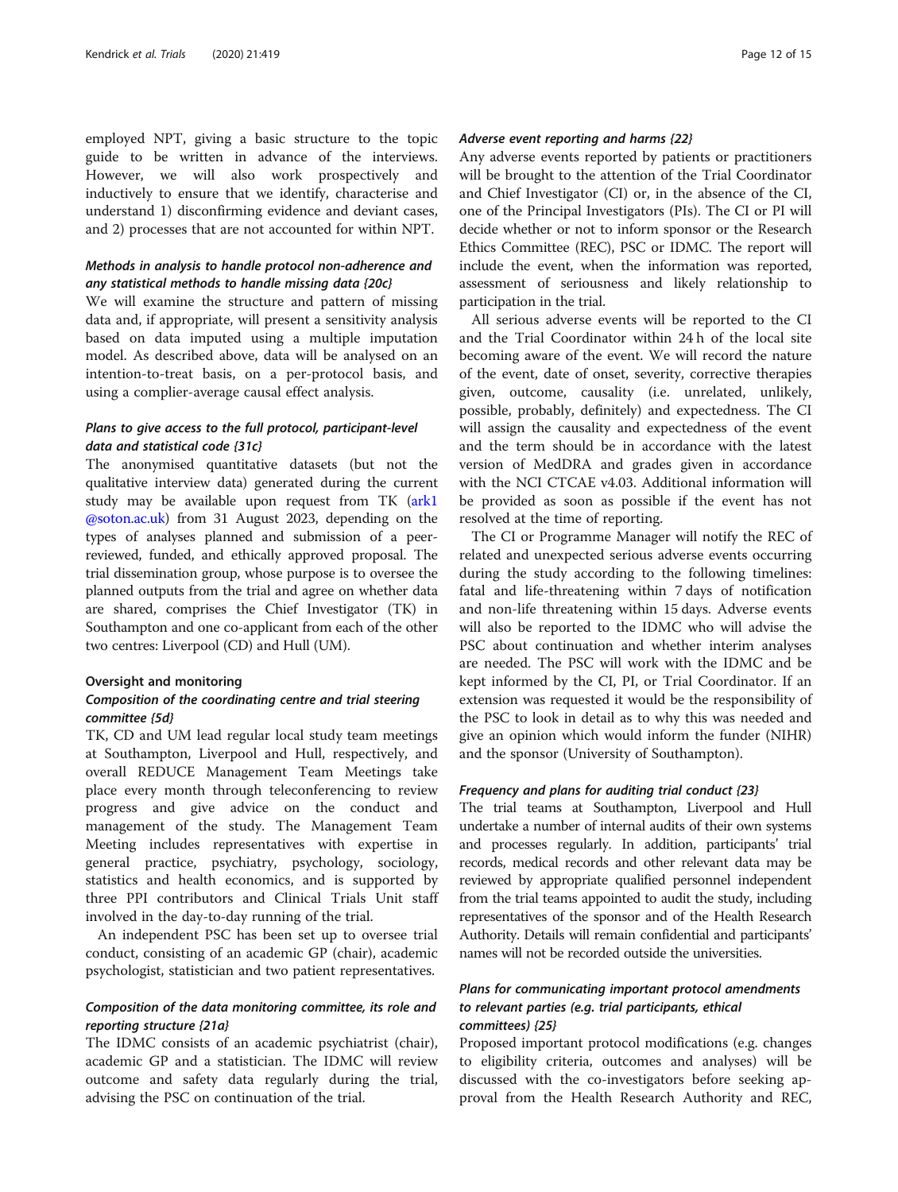employed NPT, giving a basic structure to the topic guide to be written in advance of the interviews. However, we will also work prospectively and inductively to ensure that we identify, characterise and understand 1) disconfirming evidence and deviant cases, and 2) processes that are not accounted for within NPT.

### *Methods in analysis to handle protocol non-adherence and any statistical methods to handle missing data {20c}*

We will examine the structure and pattern of missing data and, if appropriate, will present a sensitivity analysis based on data imputed using a multiple imputation model. As described above, data will be analysed on an intention-to-treat basis, on a per-protocol basis, and using a complier-average causal effect analysis.

### *Plans to give access to the full protocol, participant-level data and statistical code {31c}*

The anonymised quantitative datasets (but not the qualitative interview data) generated during the current study may be available upon request from TK (ark1@soton.ac.uk) from 31 August 2023, depending on the types of analyses planned and submission of a peer-reviewed, funded, and ethically approved proposal. The trial dissemination group, whose purpose is to oversee the planned outputs from the trial and agree on whether data are shared, comprises the Chief Investigator (TK) in Southampton and one co-applicant from each of the other two centres: Liverpool (CD) and Hull (UM).

## Oversight and monitoring

### *Composition of the coordinating centre and trial steering committee {5d}*

TK, CD and UM lead regular local study team meetings at Southampton, Liverpool and Hull, respectively, and overall REDUCE Management Team Meetings take place every month through teleconferencing to review progress and give advice on the conduct and management of the study. The Management Team Meeting includes representatives with expertise in general practice, psychiatry, psychology, sociology, statistics and health economics, and is supported by three PPI contributors and Clinical Trials Unit staff involved in the day-to-day running of the trial.

An independent PSC has been set up to oversee trial conduct, consisting of an academic GP (chair), academic psychologist, statistician and two patient representatives.

### *Composition of the data monitoring committee, its role and reporting structure {21a}*

The IDMC consists of an academic psychiatrist (chair), academic GP and a statistician. The IDMC will review outcome and safety data regularly during the trial, advising the PSC on continuation of the trial.

### *Adverse event reporting and harms {22}*

Any adverse events reported by patients or practitioners will be brought to the attention of the Trial Coordinator and Chief Investigator (CI) or, in the absence of the CI, one of the Principal Investigators (PIs). The CI or PI will decide whether or not to inform sponsor or the Research Ethics Committee (REC), PSC or IDMC. The report will include the event, when the information was reported, assessment of seriousness and likely relationship to participation in the trial.

All serious adverse events will be reported to the CI and the Trial Coordinator within 24 h of the local site becoming aware of the event. We will record the nature of the event, date of onset, severity, corrective therapies given, outcome, causality (i.e. unrelated, unlikely, possible, probably, definitely) and expectedness. The CI will assign the causality and expectedness of the event and the term should be in accordance with the latest version of MedDRA and grades given in accordance with the NCI CTCAE v4.03. Additional information will be provided as soon as possible if the event has not resolved at the time of reporting.

The CI or Programme Manager will notify the REC of related and unexpected serious adverse events occurring during the study according to the following timelines: fatal and life-threatening within 7 days of notification and non-life threatening within 15 days. Adverse events will also be reported to the IDMC who will advise the PSC about continuation and whether interim analyses are needed. The PSC will work with the IDMC and be kept informed by the CI, PI, or Trial Coordinator. If an extension was requested it would be the responsibility of the PSC to look in detail as to why this was needed and give an opinion which would inform the funder (NIHR) and the sponsor (University of Southampton).

### *Frequency and plans for auditing trial conduct {23}*

The trial teams at Southampton, Liverpool and Hull undertake a number of internal audits of their own systems and processes regularly. In addition, participants' trial records, medical records and other relevant data may be reviewed by appropriate qualified personnel independent from the trial teams appointed to audit the study, including representatives of the sponsor and of the Health Research Authority. Details will remain confidential and participants' names will not be recorded outside the universities.

### *Plans for communicating important protocol amendments to relevant parties (e.g. trial participants, ethical committees) {25}*

Proposed important protocol modifications (e.g. changes to eligibility criteria, outcomes and analyses) will be discussed with the co-investigators before seeking approval from the Health Research Authority and REC,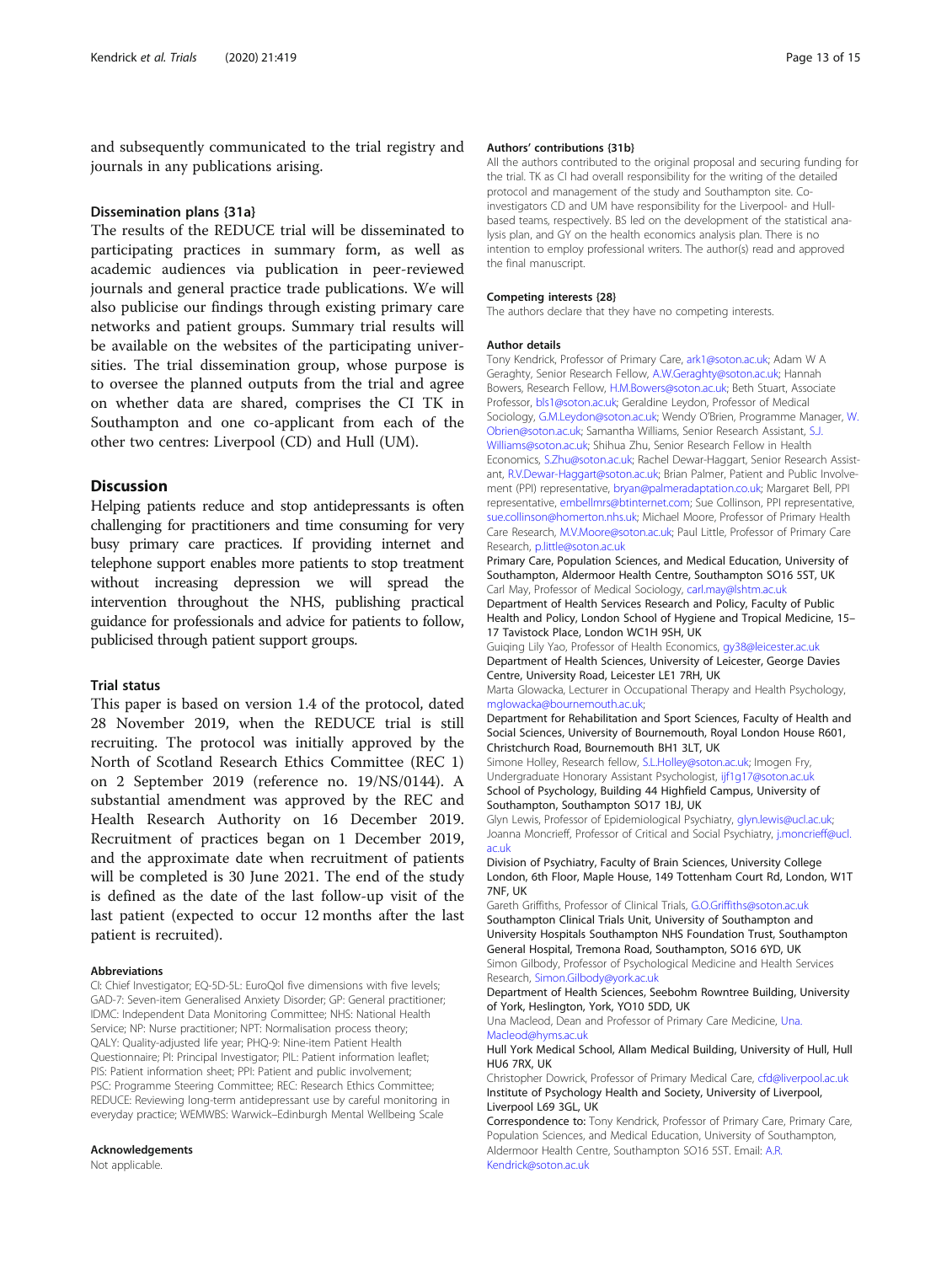and subsequently communicated to the trial registry and journals in any publications arising.

### Dissemination plans {31a}

The results of the REDUCE trial will be disseminated to participating practices in summary form, as well as academic audiences via publication in peer-reviewed journals and general practice trade publications. We will also publicise our findings through existing primary care networks and patient groups. Summary trial results will be available on the websites of the participating universities. The trial dissemination group, whose purpose is to oversee the planned outputs from the trial and agree on whether data are shared, comprises the CI TK in Southampton and one co-applicant from each of the other two centres: Liverpool (CD) and Hull (UM).

## Discussion

Helping patients reduce and stop antidepressants is often challenging for practitioners and time consuming for very busy primary care practices. If providing internet and telephone support enables more patients to stop treatment without increasing depression we will spread the intervention throughout the NHS, publishing practical guidance for professionals and advice for patients to follow, publicised through patient support groups.

### Trial status

This paper is based on version 1.4 of the protocol, dated 28 November 2019, when the REDUCE trial is still recruiting. The protocol was initially approved by the North of Scotland Research Ethics Committee (REC 1) on 2 September 2019 (reference no. 19/NS/0144). A substantial amendment was approved by the REC and Health Research Authority on 16 December 2019. Recruitment of practices began on 1 December 2019, and the approximate date when recruitment of patients will be completed is 30 June 2021. The end of the study is defined as the date of the last follow-up visit of the last patient (expected to occur 12 months after the last patient is recruited).

#### Abbreviations

CI: Chief Investigator; EQ-5D-5L: EuroQol five dimensions with five levels; GAD-7: Seven-item Generalised Anxiety Disorder; GP: General practitioner; IDMC: Independent Data Monitoring Committee; NHS: National Health Service; NP: Nurse practitioner; NPT: Normalisation process theory; QALY: Quality-adjusted life year; PHQ-9: Nine-item Patient Health Questionnaire; PI: Principal Investigator; PIL: Patient information leaflet; PIS: Patient information sheet; PPI: Patient and public involvement; PSC: Programme Steering Committee; REC: Research Ethics Committee; REDUCE: Reviewing long-term antidepressant use by careful monitoring in everyday practice; WEMWBS: Warwick–Edinburgh Mental Wellbeing Scale

#### Acknowledgements

Not applicable.

#### Authors' contributions {31b}

All the authors contributed to the original proposal and securing funding for the trial. TK as CI had overall responsibility for the writing of the detailed protocol and management of the study and Southampton site. Co-investigators CD and UM have responsibility for the Liverpool- and Hull-based teams, respectively. BS led on the development of the statistical analysis plan, and GY on the health economics analysis plan. There is no intention to employ professional writers. The author(s) read and approved the final manuscript.

#### Competing interests {28}

The authors declare that they have no competing interests.

#### Author details

Tony Kendrick, Professor of Primary Care, ark1@soton.ac.uk; Adam W A Geraghty, Senior Research Fellow, A.W.Geraghty@soton.ac.uk; Hannah Bowers, Research Fellow, H.M.Bowers@soton.ac.uk; Beth Stuart, Associate Professor, bls1@soton.ac.uk; Geraldine Leydon, Professor of Medical Sociology, G.M.Leydon@soton.ac.uk; Wendy O'Brien, Programme Manager, W.Obrien@soton.ac.uk; Samantha Williams, Senior Research Assistant, S.J.Williams@soton.ac.uk; Shihua Zhu, Senior Research Fellow in Health Economics, S.Zhu@soton.ac.uk; Rachel Dewar-Haggart, Senior Research Assistant, R.V.Dewar-Haggart@soton.ac.uk; Brian Palmer, Patient and Public Involvement (PPI) representative, bryan@palmeradaptation.co.uk; Margaret Bell, PPI representative, embellmrs@btinternet.com; Sue Collinson, PPI representative, sue.collinson@homerton.nhs.uk; Michael Moore, Professor of Primary Health Care Research, M.V.Moore@soton.ac.uk; Paul Little, Professor of Primary Care Research, p.little@soton.ac.uk
Primary Care, Population Sciences, and Medical Education, University of Southampton, Aldermoor Health Centre, Southampton SO16 5ST, UK
Carl May, Professor of Medical Sociology, carl.may@lshtm.ac.uk
Department of Health Services Research and Policy, Faculty of Public Health and Policy, London School of Hygiene and Tropical Medicine, 15–17 Tavistock Place, London WC1H 9SH, UK
Guiqing Lily Yao, Professor of Health Economics, gy38@leicester.ac.uk
Department of Health Sciences, University of Leicester, George Davies Centre, University Road, Leicester LE1 7RH, UK
Marta Glowacka, Lecturer in Occupational Therapy and Health Psychology, mglowacka@bournemouth.ac.uk;
Department for Rehabilitation and Sport Sciences, Faculty of Health and Social Sciences, University of Bournemouth, Royal London House R601, Christchurch Road, Bournemouth BH1 3LT, UK
Simone Holley, Research fellow, S.L.Holley@soton.ac.uk; Imogen Fry, Undergraduate Honorary Assistant Psychologist, ijf1g17@soton.ac.uk
School of Psychology, Building 44 Highfield Campus, University of Southampton, Southampton SO17 1BJ, UK
Glyn Lewis, Professor of Epidemiological Psychiatry, glyn.lewis@ucl.ac.uk; Joanna Moncrieff, Professor of Critical and Social Psychiatry, j.moncrieff@ucl.ac.uk
Division of Psychiatry, Faculty of Brain Sciences, University College London, 6th Floor, Maple House, 149 Tottenham Court Rd, London, W1T 7NF, UK
Gareth Griffiths, Professor of Clinical Trials, G.O.Griffiths@soton.ac.uk
Southampton Clinical Trials Unit, University of Southampton and University Hospitals Southampton NHS Foundation Trust, Southampton General Hospital, Tremona Road, Southampton, SO16 6YD, UK
Simon Gilbody, Professor of Psychological Medicine and Health Services Research, Simon.Gilbody@york.ac.uk
Department of Health Sciences, Seebohm Rowntree Building, University of York, Heslington, York, YO10 5DD, UK
Una Macleod, Dean and Professor of Primary Care Medicine, Una.Macleod@hyms.ac.uk
Hull York Medical School, Allam Medical Building, University of Hull, Hull HU6 7RX, UK
Christopher Dowrick, Professor of Primary Medical Care, cfd@liverpool.ac.uk
Institute of Psychology Health and Society, University of Liverpool, Liverpool L69 3GL, UK
Correspondence to: Tony Kendrick, Professor of Primary Care, Primary Care, Population Sciences, and Medical Education, University of Southampton, Aldermoor Health Centre, Southampton SO16 5ST. Email: A.R.Kendrick@soton.ac.uk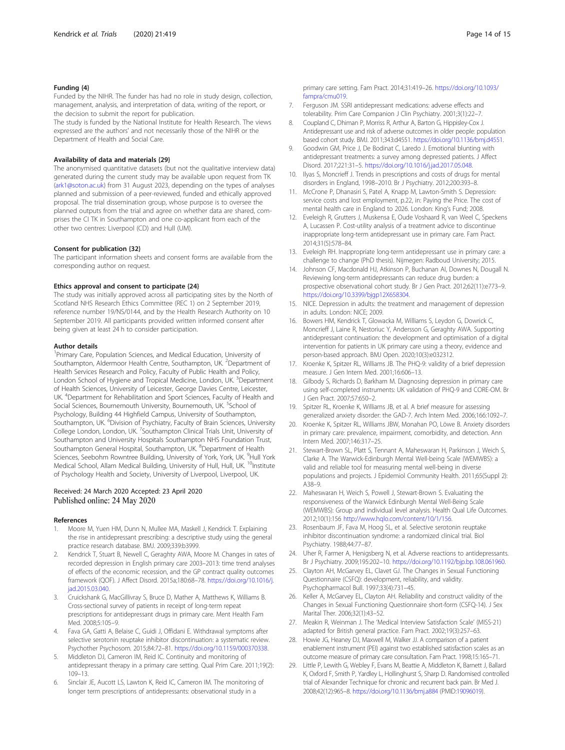### Funding {4}

Funded by the NIHR. The funder has had no role in study design, collection, management, analysis, and interpretation of data, writing of the report, or the decision to submit the report for publication.

The study is funded by the National Institute for Health Research. The views expressed are the authors' and not necessarily those of the NIHR or the Department of Health and Social Care.

### Availability of data and materials {29}

The anonymised quantitative datasets (but not the qualitative interview data) generated during the current study may be available upon request from TK (ark1@soton.ac.uk) from 31 August 2023, depending on the types of analyses planned and submission of a peer-reviewed, funded and ethically approved proposal. The trial dissemination group, whose purpose is to oversee the planned outputs from the trial and agree on whether data are shared, comprises the CI TK in Southampton and one co-applicant from each of the other two centres: Liverpool (CD) and Hull (UM).

### Consent for publication {32}

The participant information sheets and consent forms are available from the corresponding author on request.

### Ethics approval and consent to participate {24}

The study was initially approved across all participating sites by the North of Scotland NHS Research Ethics Committee (REC 1) on 2 September 2019, reference number 19/NS/0144, and by the Health Research Authority on 10 September 2019. All participants provided written informed consent after being given at least 24 h to consider participation.

### Author details

[1]Primary Care, Population Sciences, and Medical Education, University of Southampton, Aldermoor Health Centre, Southampton, UK. [2]Department of Health Services Research and Policy, Faculty of Public Health and Policy, London School of Hygiene and Tropical Medicine, London, UK. [3]Department of Health Sciences, University of Leicester, George Davies Centre, Leicester, UK. [4]Department for Rehabilitation and Sport Sciences, Faculty of Health and Social Sciences, Bournemouth University, Bournemouth, UK. [5]School of Psychology, Building 44 Highfield Campus, University of Southampton, Southampton, UK. [6]Division of Psychiatry, Faculty of Brain Sciences, University College London, London, UK. [7]Southampton Clinical Trials Unit, University of Southampton and University Hospitals Southampton NHS Foundation Trust, Southampton General Hospital, Southampton, UK. [8]Department of Health Sciences, Seebohm Rowntree Building, University of York, York, UK. [9]Hull York Medical School, Allam Medical Building, University of Hull, Hull, UK. [10]Institute of Psychology Health and Society, University of Liverpool, Liverpool, UK.

Received: 24 March 2020 Accepted: 23 April 2020
Published online: 24 May 2020

### References

1. Moore M, Yuen HM, Dunn N, Mullee MA, Maskell J, Kendrick T. Explaining the rise in antidepressant prescribing: a descriptive study using the general practice research database. BMJ. 2009;339:b3999.
2. Kendrick T, Stuart B, Newell C, Geraghty AWA, Moore M. Changes in rates of recorded depression in English primary care 2003–2013: time trend analyses of effects of the economic recession, and the GP contract quality outcomes framework (QOF). J Affect Disord. 2015a;180:68–78. https://doi.org/10.1016/j.jad.2015.03.040.
3. Cruickshank G, MacGillivray S, Bruce D, Mather A, Matthews K, Williams B. Cross-sectional survey of patients in receipt of long-term repeat prescriptions for antidepressant drugs in primary care. Ment Health Fam Med. 2008;5:105–9.
4. Fava GA, Gatti A, Belaise C, Guidi J, Offidani E. Withdrawal symptoms after selective serotonin reuptake inhibitor discontinuation: a systematic review. Psychother Psychosom. 2015;84:72–81. https://doi.org/10.1159/000370338.
5. Middleton DJ, Cameron IM, Reid IC. Continuity and monitoring of antidepressant therapy in a primary care setting. Qual Prim Care. 2011;19(2):109–13.
6. Sinclair JE, Aucott LS, Lawton K, Reid IC, Cameron IM. The monitoring of longer term prescriptions of antidepressants: observational study in a primary care setting. Fam Pract. 2014;31:419–26. https://doi.org/10.1093/fampra/cmu019.
7. Ferguson JM. SSRI antidepressant medications: adverse effects and tolerability. Prim Care Companion J Clin Psychiatry. 2001;3(1):22–7.
8. Coupland C, Dhiman P, Morriss R, Arthur A, Barton G, Hippisley-Cox J. Antidepressant use and risk of adverse outcomes in older people: population based cohort study. BMJ. 2011;343:d4551. https://doi.org/10.1136/bmj.d4551.
9. Goodwin GM, Price J, De Bodinat C, Laredo J. Emotional blunting with antidepressant treatments: a survey among depressed patients. J Affect Disord. 2017;221:31–5. https://doi.org/10.1016/j.jad.2017.05.048.
10. Ilyas S, Moncrieff J. Trends in prescriptions and costs of drugs for mental disorders in England, 1998–2010. Br J Psychiatry. 2012;200:393–8.
11. McCrone P, Dhanasiri S, Patel A, Knapp M, Lawton-Smith S. Depression: service costs and lost employment, p.22, in: Paying the Price. The cost of mental health care in England to 2026. London: King's Fund; 2008.
12. Eveleigh R, Grutters J, Muskensa E, Oude Voshaard R, van Weel C, Speckens A, Lucassen P. Cost-utility analysis of a treatment advice to discontinue inappropriate long-term antidepressant use in primary care. Fam Pract. 2014;31(5):578–84.
13. Eveleigh RH. Inappropriate long-term antidepressant use in primary care: a challenge to change (PhD thesis). Nijmegen: Radboud University; 2015.
14. Johnson CF, Macdonald HJ, Atkinson P, Buchanan AI, Downes N, Dougall N. Reviewing long-term antidepressants can reduce drug burden: a prospective observational cohort study. Br J Gen Pract. 2012;62(11):e773–9. https://doi.org/10.3399/bjgp12X658304.
15. NICE. Depression in adults: the treatment and management of depression in adults. London: NICE; 2009.
16. Bowers HM, Kendrick T, Glowacka M, Williams S, Leydon G, Dowrick C, Moncrieff J, Laine R, Nestoriuc Y, Andersson G, Geraghty AWA. Supporting antidepressant continuation: the development and optimisation of a digital intervention for patients in UK primary care using a theory, evidence and person-based approach. BMJ Open. 2020;10(3):e032312.
17. Kroenke K, Spitzer RL, Williams JB. The PHQ-9: validity of a brief depression measure. J Gen Intern Med. 2001;16:606–13.
18. Gilbody S, Richards D, Barkham M. Diagnosing depression in primary care using self-completed instruments: UK validation of PHQ-9 and CORE-OM. Br J Gen Pract. 2007;57:650–2.
19. Spitzer RL, Kroenke K, Williams JB, et al. A brief measure for assessing generalized anxiety disorder: the GAD-7. Arch Intern Med. 2006;166:1092–7.
20. Kroenke K, Spitzer RL, Williams JBW, Monahan PO, Löwe B. Anxiety disorders in primary care: prevalence, impairment, comorbidity, and detection. Ann Intern Med. 2007;146:317–25.
21. Stewart-Brown SL, Platt S, Tennant A, Maheswaran H, Parkinson J, Weich S, Clarke A. The Warwick-Edinburgh Mental Well-being Scale (WEMWBS): a valid and reliable tool for measuring mental well-being in diverse populations and projects. J Epidemiol Community Health. 2011;65(Suppl 2):A38–9.
22. Maheswaran H, Weich S, Powell J, Stewart-Brown S. Evaluating the responsiveness of the Warwick Edinburgh Mental Well-Being Scale (WEMWBS): Group and individual level analysis. Health Qual Life Outcomes. 2012;10(1):156 http://www.hqlo.com/content/10/1/156.
23. Rosenbaum JF, Fava M, Hoog SL, et al. Selective serotonin reuptake inhibitor discontinuation syndrome: a randomized clinical trial. Biol Psychiatry. 1988;44:77–87.
24. Uher R, Farmer A, Henigsberg N, et al. Adverse reactions to antidepressants. Br J Psychiatry. 2009;195:202–10. https://doi.org/10.1192/bjp.bp.108.061960.
25. Clayton AH, McGarvey EL, Clavet GJ. The Changes in Sexual Functioning Questionnaire (CSFQ): development, reliability, and validity. Psychopharmacol Bull. 1997;33(4):731–45.
26. Keller A, McGarvey EL, Clayton AH. Reliability and construct validity of the Changes in Sexual Functioning Questionnaire short-form (CSFQ-14). J Sex Marital Ther. 2006;32(1):43–52.
27. Meakin R, Weinman J. The 'Medical Interview Satisfaction Scale' (MISS-21) adapted for British general practice. Fam Pract. 2002;19(3):257–63.
28. Howie JG, Heaney DJ, Maxwell M, Walker JJ. A comparison of a patient enablement instrument (PEI) against two established satisfaction scales as an outcome measure of primary care consultation. Fam Pract. 1998;15:165–71.
29. Little P, Lewith G, Webley F, Evans M, Beattie A, Middleton K, Barnett J, Ballard K, Oxford F, Smith P, Yardley L, Hollinghurst S, Sharp D. Randomised controlled trial of Alexander Technique for chronic and recurrent back pain. Br Med J. 2008;42(12):965–8. https://doi.org/10.1136/bmj.a884 (PMID:19096019).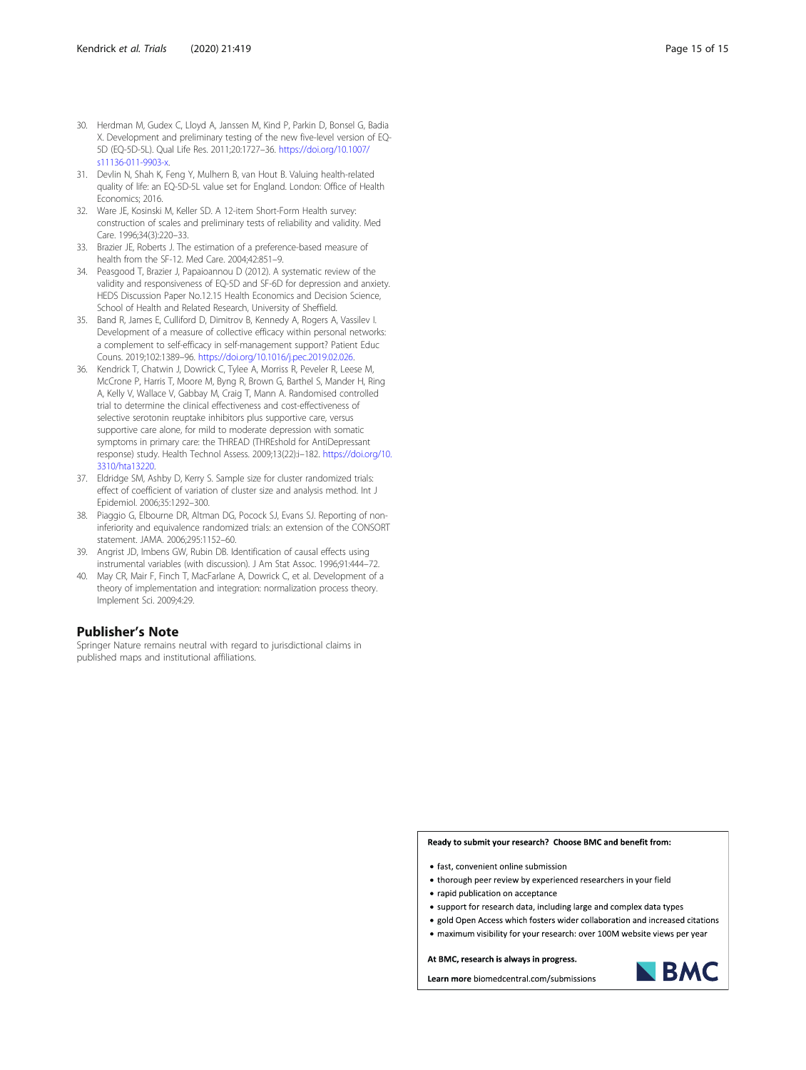30. Herdman M, Gudex C, Lloyd A, Janssen M, Kind P, Parkin D, Bonsel G, Badia X. Development and preliminary testing of the new five-level version of EQ-5D (EQ-5D-5L). Qual Life Res. 2011;20:1727–36. https://doi.org/10.1007/s11136-011-9903-x.
31. Devlin N, Shah K, Feng Y, Mulhern B, van Hout B. Valuing health-related quality of life: an EQ-5D-5L value set for England. London: Office of Health Economics; 2016.
32. Ware JE, Kosinski M, Keller SD. A 12-item Short-Form Health survey: construction of scales and preliminary tests of reliability and validity. Med Care. 1996;34(3):220–33.
33. Brazier JE, Roberts J. The estimation of a preference-based measure of health from the SF-12. Med Care. 2004;42:851–9.
34. Peasgood T, Brazier J, Papaioannou D (2012). A systematic review of the validity and responsiveness of EQ-5D and SF-6D for depression and anxiety. HEDS Discussion Paper No.12.15 Health Economics and Decision Science, School of Health and Related Research, University of Sheffield.
35. Band R, James E, Culliford D, Dimitrov B, Kennedy A, Rogers A, Vassilev I. Development of a measure of collective efficacy within personal networks: a complement to self-efficacy in self-management support? Patient Educ Couns. 2019;102:1389–96. https://doi.org/10.1016/j.pec.2019.02.026.
36. Kendrick T, Chatwin J, Dowrick C, Tylee A, Morriss R, Peveler R, Leese M, McCrone P, Harris T, Moore M, Byng R, Brown G, Barthel S, Mander H, Ring A, Kelly V, Wallace V, Gabbay M, Craig T, Mann A. Randomised controlled trial to determine the clinical effectiveness and cost-effectiveness of selective serotonin reuptake inhibitors plus supportive care, versus supportive care alone, for mild to moderate depression with somatic symptoms in primary care: the THREAD (THREshold for AntiDepressant response) study. Health Technol Assess. 2009;13(22):i–182. https://doi.org/10.3310/hta13220.
37. Eldridge SM, Ashby D, Kerry S. Sample size for cluster randomized trials: effect of coefficient of variation of cluster size and analysis method. Int J Epidemiol. 2006;35:1292–300.
38. Piaggio G, Elbourne DR, Altman DG, Pocock SJ, Evans SJ. Reporting of non-inferiority and equivalence randomized trials: an extension of the CONSORT statement. JAMA. 2006;295:1152–60.
39. Angrist JD, Imbens GW, Rubin DB. Identification of causal effects using instrumental variables (with discussion). J Am Stat Assoc. 1996;91:444–72.
40. May CR, Mair F, Finch T, MacFarlane A, Dowrick C, et al. Development of a theory of implementation and integration: normalization process theory. Implement Sci. 2009;4:29.

## Publisher's Note

Springer Nature remains neutral with regard to jurisdictional claims in published maps and institutional affiliations.

**Ready to submit your research? Choose BMC and benefit from:**

- fast, convenient online submission
- thorough peer review by experienced researchers in your field
- rapid publication on acceptance
- support for research data, including large and complex data types
- gold Open Access which fosters wider collaboration and increased citations
- maximum visibility for your research: over 100M website views per year

**At BMC, research is always in progress.**

**Learn more** biomedcentral.com/submissions

BMC